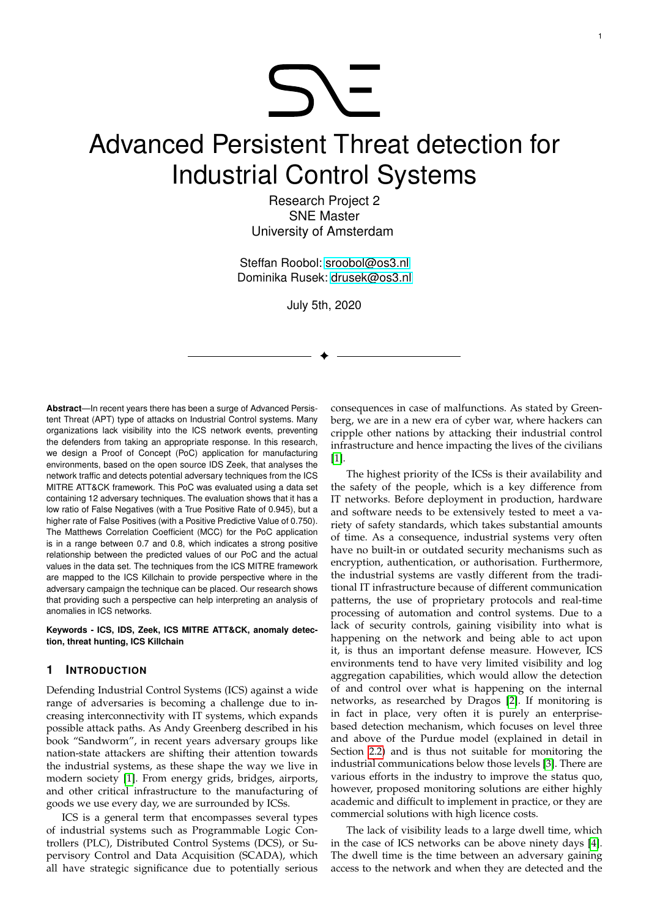# Advanced Persistent Threat detection for Industrial Control Systems

Research Project 2
SNE Master
University of Amsterdam

Steffan Roobol: sroobol@os3.nl
Dominika Rusek: drusek@os3.nl

July 5th, 2020

---

**Abstract**—In recent years there has been a surge of Advanced Persistent Threat (APT) type of attacks on Industrial Control systems. Many organizations lack visibility into the ICS network events, preventing the defenders from taking an appropriate response. In this research, we design a Proof of Concept (PoC) application for manufacturing environments, based on the open source IDS Zeek, that analyses the network traffic and detects potential adversary techniques from the ICS MITRE ATT&CK framework. This PoC was evaluated using a data set containing 12 adversary techniques. The evaluation shows that it has a low ratio of False Negatives (with a True Positive Rate of 0.945), but a higher rate of False Positives (with a Positive Predictive Value of 0.750). The Matthews Correlation Coefficient (MCC) for the PoC application is in a range between 0.7 and 0.8, which indicates a strong positive relationship between the predicted values of our PoC and the actual values in the data set. The techniques from the ICS MITRE framework are mapped to the ICS Killchain to provide perspective where in the adversary campaign the technique can be placed. Our research shows that providing such a perspective can help interpreting an analysis of anomalies in ICS networks.

**Keywords - ICS, IDS, Zeek, ICS MITRE ATT&CK, anomaly detection, threat hunting, ICS Killchain**

## 1 Introduction

Defending Industrial Control Systems (ICS) against a wide range of adversaries is becoming a challenge due to increasing interconnectivity with IT systems, which expands possible attack paths. As Andy Greenberg described in his book "Sandworm", in recent years adversary groups like nation-state attackers are shifting their attention towards the industrial systems, as these shape the way we live in modern society [1]. From energy grids, bridges, airports, and other critical infrastructure to the manufacturing of goods we use every day, we are surrounded by ICSs.

ICS is a general term that encompasses several types of industrial systems such as Programmable Logic Controllers (PLC), Distributed Control Systems (DCS), or Supervisory Control and Data Acquisition (SCADA), which all have strategic significance due to potentially serious consequences in case of malfunctions. As stated by Greenberg, we are in a new era of cyber war, where hackers can cripple other nations by attacking their industrial control infrastructure and hence impacting the lives of the civilians [1].

The highest priority of the ICSs is their availability and the safety of the people, which is a key difference from IT networks. Before deployment in production, hardware and software needs to be extensively tested to meet a variety of safety standards, which takes substantial amounts of time. As a consequence, industrial systems very often have no built-in or outdated security mechanisms such as encryption, authentication, or authorisation. Furthermore, the industrial systems are vastly different from the traditional IT infrastructure because of different communication patterns, the use of proprietary protocols and real-time processing of automation and control systems. Due to a lack of security controls, gaining visibility into what is happening on the network and being able to act upon it, is thus an important defense measure. However, ICS environments tend to have very limited visibility and log aggregation capabilities, which would allow the detection of and control over what is happening on the internal networks, as researched by Dragos [2]. If monitoring is in fact in place, very often it is purely an enterprise-based detection mechanism, which focuses on level three and above of the Purdue model (explained in detail in Section 2.2) and is thus not suitable for monitoring the industrial communications below those levels [3]. There are various efforts in the industry to improve the status quo, however, proposed monitoring solutions are either highly academic and difficult to implement in practice, or they are commercial solutions with high licence costs.

The lack of visibility leads to a large dwell time, which in the case of ICS networks can be above ninety days [4]. The dwell time is the time between an adversary gaining access to the network and when they are detected and the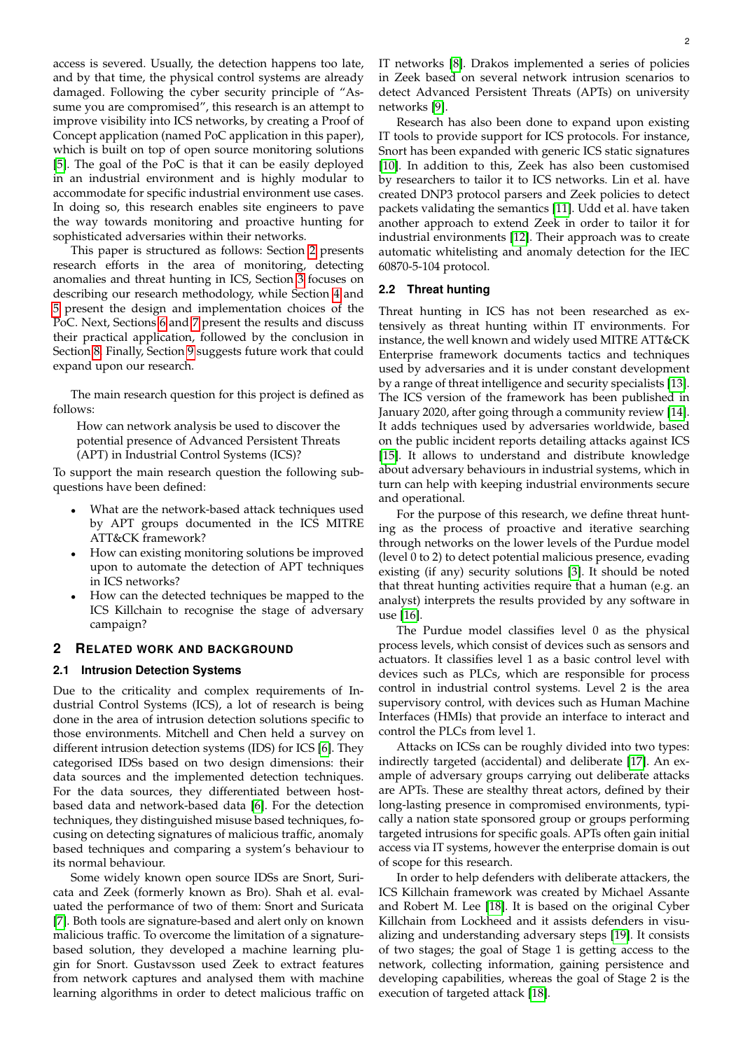access is severed. Usually, the detection happens too late, and by that time, the physical control systems are already damaged. Following the cyber security principle of "Assume you are compromised", this research is an attempt to improve visibility into ICS networks, by creating a Proof of Concept application (named PoC application in this paper), which is built on top of open source monitoring solutions [5]. The goal of the PoC is that it can be easily deployed in an industrial environment and is highly modular to accommodate for specific industrial environment use cases. In doing so, this research enables site engineers to pave the way towards monitoring and proactive hunting for sophisticated adversaries within their networks.

This paper is structured as follows: Section 2 presents research efforts in the area of monitoring, detecting anomalies and threat hunting in ICS, Section 3 focuses on describing our research methodology, while Section 4 and 5 present the design and implementation choices of the PoC. Next, Sections 6 and 7 present the results and discuss their practical application, followed by the conclusion in Section 8. Finally, Section 9 suggests future work that could expand upon our research.

The main research question for this project is defined as follows:

> How can network analysis be used to discover the potential presence of Advanced Persistent Threats (APT) in Industrial Control Systems (ICS)?

To support the main research question the following sub-questions have been defined:

- What are the network-based attack techniques used by APT groups documented in the ICS MITRE ATT&CK framework?
- How can existing monitoring solutions be improved upon to automate the detection of APT techniques in ICS networks?
- How can the detected techniques be mapped to the ICS Killchain to recognise the stage of adversary campaign?

## 2 Related Work and Background

### 2.1 Intrusion Detection Systems

Due to the criticality and complex requirements of Industrial Control Systems (ICS), a lot of research is being done in the area of intrusion detection solutions specific to those environments. Mitchell and Chen held a survey on different intrusion detection systems (IDS) for ICS [6]. They categorised IDSs based on two design dimensions: their data sources and the implemented detection techniques. For the data sources, they differentiated between host-based data and network-based data [6]. For the detection techniques, they distinguished misuse based techniques, focusing on detecting signatures of malicious traffic, anomaly based techniques and comparing a system's behaviour to its normal behaviour.

Some widely known open source IDSs are Snort, Suricata and Zeek (formerly known as Bro). Shah et al. evaluated the performance of two of them: Snort and Suricata [7]. Both tools are signature-based and alert only on known malicious traffic. To overcome the limitation of a signature-based solution, they developed a machine learning plugin for Snort. Gustavsson used Zeek to extract features from network captures and analysed them with machine learning algorithms in order to detect malicious traffic on IT networks [8]. Drakos implemented a series of policies in Zeek based on several network intrusion scenarios to detect Advanced Persistent Threats (APTs) on university networks [9].

Research has also been done to expand upon existing IT tools to provide support for ICS protocols. For instance, Snort has been expanded with generic ICS static signatures [10]. In addition to this, Zeek has also been customised by researchers to tailor it to ICS networks. Lin et al. have created DNP3 protocol parsers and Zeek policies to detect packets validating the semantics [11]. Udd et al. have taken another approach to extend Zeek in order to tailor it for industrial environments [12]. Their approach was to create automatic whitelisting and anomaly detection for the IEC 60870-5-104 protocol.

### 2.2 Threat hunting

Threat hunting in ICS has not been researched as extensively as threat hunting within IT environments. For instance, the well known and widely used MITRE ATT&CK Enterprise framework documents tactics and techniques used by adversaries and it is under constant development by a range of threat intelligence and security specialists [13]. The ICS version of the framework has been published in January 2020, after going through a community review [14]. It adds techniques used by adversaries worldwide, based on the public incident reports detailing attacks against ICS [15]. It allows to understand and distribute knowledge about adversary behaviours in industrial systems, which in turn can help with keeping industrial environments secure and operational.

For the purpose of this research, we define threat hunting as the process of proactive and iterative searching through networks on the lower levels of the Purdue model (level 0 to 2) to detect potential malicious presence, evading existing (if any) security solutions [3]. It should be noted that threat hunting activities require that a human (e.g. an analyst) interprets the results provided by any software in use [16].

The Purdue model classifies level 0 as the physical process levels, which consist of devices such as sensors and actuators. It classifies level 1 as a basic control level with devices such as PLCs, which are responsible for process control in industrial control systems. Level 2 is the area supervisory control, with devices such as Human Machine Interfaces (HMIs) that provide an interface to interact and control the PLCs from level 1.

Attacks on ICSs can be roughly divided into two types: indirectly targeted (accidental) and deliberate [17]. An example of adversary groups carrying out deliberate attacks are APTs. These are stealthy threat actors, defined by their long-lasting presence in compromised environments, typically a nation state sponsored group or groups performing targeted intrusions for specific goals. APTs often gain initial access via IT systems, however the enterprise domain is out of scope for this research.

In order to help defenders with deliberate attackers, the ICS Killchain framework was created by Michael Assante and Robert M. Lee [18]. It is based on the original Cyber Killchain from Lockheed and it assists defenders in visualizing and understanding adversary steps [19]. It consists of two stages; the goal of Stage 1 is getting access to the network, collecting information, gaining persistence and developing capabilities, whereas the goal of Stage 2 is the execution of targeted attack [18].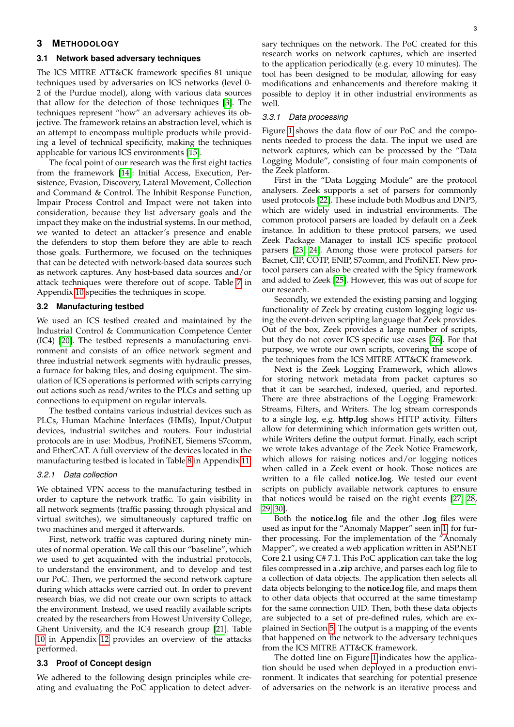## 3 Methodology

### 3.1 Network based adversary techniques

The ICS MITRE ATT&CK framework specifies 81 unique techniques used by adversaries on ICS networks (level 0-2 of the Purdue model), along with various data sources that allow for the detection of those techniques [3]. The techniques represent "how" an adversary achieves its objective. The framework retains an abstraction level, which is an attempt to encompass multiple products while providing a level of technical specificity, making the techniques applicable for various ICS environments [15].

The focal point of our research was the first eight tactics from the framework [14]: Initial Access, Execution, Persistence, Evasion, Discovery, Lateral Movement, Collection and Command & Control. The Inhibit Response Function, Impair Process Control and Impact were not taken into consideration, because they list adversary goals and the impact they make on the industrial systems. In our method, we wanted to detect an attacker's presence and enable the defenders to stop them before they are able to reach those goals. Furthermore, we focused on the techniques that can be detected with network-based data sources such as network captures. Any host-based data sources and/or attack techniques were therefore out of scope. Table 7 in Appendix 10 specifies the techniques in scope.

### 3.2 Manufacturing testbed

We used an ICS testbed created and maintained by the Industrial Control & Communication Competence Center (IC4) [20]. The testbed represents a manufacturing environment and consists of an office network segment and three industrial network segments with hydraulic presses, a furnace for baking tiles, and dosing equipment. The simulation of ICS operations is performed with scripts carrying out actions such as read/writes to the PLCs and setting up connections to equipment on regular intervals.

The testbed contains various industrial devices such as PLCs, Human Machine Interfaces (HMIs), Input/Output devices, industrial switches and routers. Four industrial protocols are in use: Modbus, ProfiNET, Siemens S7comm, and EtherCAT. A full overview of the devices located in the manufacturing testbed is located in Table 8 in Appendix 11.

#### 3.2.1 Data collection

We obtained VPN access to the manufacturing testbed in order to capture the network traffic. To gain visibility in all network segments (traffic passing through physical and virtual switches), we simultaneously captured traffic on two machines and merged it afterwards.

First, network traffic was captured during ninety minutes of normal operation. We call this our "baseline", which we used to get acquainted with the industrial protocols, to understand the environment, and to develop and test our PoC. Then, we performed the second network capture during which attacks were carried out. In order to prevent research bias, we did not create our own scripts to attack the environment. Instead, we used readily available scripts created by the researchers from Howest University College, Ghent University, and the IC4 research group [21]. Table 10 in Appendix 12 provides an overview of the attacks performed.

### 3.3 Proof of Concept design

We adhered to the following design principles while creating and evaluating the PoC application to detect adversary techniques on the network. The PoC created for this research works on network captures, which are inserted to the application periodically (e.g. every 10 minutes). The tool has been designed to be modular, allowing for easy modifications and enhancements and therefore making it possible to deploy it in other industrial environments as well.

#### 3.3.1 Data processing

Figure 1 shows the data flow of our PoC and the components needed to process the data. The input we used are network captures, which can be processed by the "Data Logging Module", consisting of four main components of the Zeek platform.

First in the "Data Logging Module" are the protocol analysers. Zeek supports a set of parsers for commonly used protocols [22]. These include both Modbus and DNP3, which are widely used in industrial environments. The common protocol parsers are loaded by default on a Zeek instance. In addition to these protocol parsers, we used Zeek Package Manager to install ICS specific protocol parsers [23], [24]. Among those were protocol parsers for Bacnet, CIP, COTP, ENIP, S7comm, and ProfiNET. New protocol parsers can also be created with the Spicy framework and added to Zeek [25]. However, this was out of scope for our research.

Secondly, we extended the existing parsing and logging functionality of Zeek by creating custom logging logic using the event-driven scripting language that Zeek provides. Out of the box, Zeek provides a large number of scripts, but they do not cover ICS specific use cases [26]. For that purpose, we wrote our own scripts, covering the scope of the techniques from the ICS MITRE ATT&CK framework.

Next is the Zeek Logging Framework, which allows for storing network metadata from packet captures so that it can be searched, indexed, queried, and reported. There are three abstractions of the Logging Framework: Streams, Filters, and Writers. The log stream corresponds to a single log, e.g. **http.log** shows HTTP activity. Filters allow for determining which information gets written out, while Writers define the output format. Finally, each script we wrote takes advantage of the Zeek Notice Framework, which allows for raising notices and/or logging notices when called in a Zeek event or hook. Those notices are written to a file called **notice.log**. We tested our event scripts on publicly available network captures to ensure that notices would be raised on the right events [27], [28], [29], [30].

Both the **notice.log** file and the other **.log** files were used as input for the "Anomaly Mapper" seen in 1 for further processing. For the implementation of the "Anomaly Mapper", we created a web application written in ASP.NET Core 2.1 using C# 7.1. This PoC application can take the log files compressed in a **.zip** archive, and parses each log file to a collection of data objects. The application then selects all data objects belonging to the **notice.log** file, and maps them to other data objects that occurred at the same timestamp for the same connection UID. Then, both these data objects are subjected to a set of pre-defined rules, which are explained in Section 5. The output is a mapping of the events that happened on the network to the adversary techniques from the ICS MITRE ATT&CK framework.

The dotted line on Figure 1 indicates how the application should be used when deployed in a production environment. It indicates that searching for potential presence of adversaries on the network is an iterative process and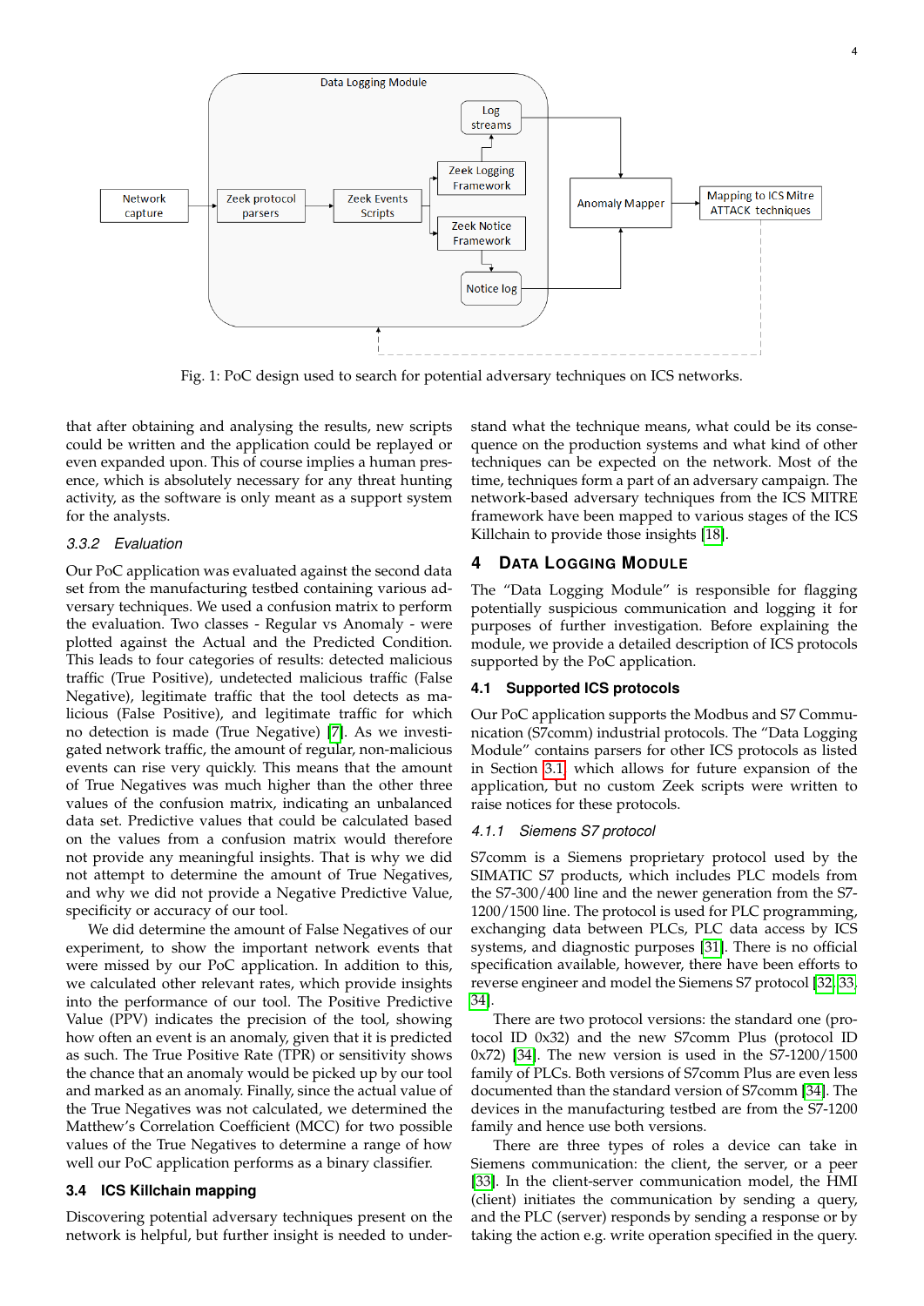Fig. 1: PoC design used to search for potential adversary techniques on ICS networks.

that after obtaining and analysing the results, new scripts could be written and the application could be replayed or even expanded upon. This of course implies a human presence, which is absolutely necessary for any threat hunting activity, as the software is only meant as a support system for the analysts.

#### 3.3.2 Evaluation

Our PoC application was evaluated against the second data set from the manufacturing testbed containing various adversary techniques. We used a confusion matrix to perform the evaluation. Two classes - Regular vs Anomaly - were plotted against the Actual and the Predicted Condition. This leads to four categories of results: detected malicious traffic (True Positive), undetected malicious traffic (False Negative), legitimate traffic that the tool detects as malicious (False Positive), and legitimate traffic for which no detection is made (True Negative) [7]. As we investigated network traffic, the amount of regular, non-malicious events can rise very quickly. This means that the amount of True Negatives was much higher than the other three values of the confusion matrix, indicating an unbalanced data set. Predictive values that could be calculated based on the values from a confusion matrix would therefore not provide any meaningful insights. That is why we did not attempt to determine the amount of True Negatives, and why we did not provide a Negative Predictive Value, specificity or accuracy of our tool.

We did determine the amount of False Negatives of our experiment, to show the important network events that were missed by our PoC application. In addition to this, we calculated other relevant rates, which provide insights into the performance of our tool. The Positive Predictive Value (PPV) indicates the precision of the tool, showing how often an event is an anomaly, given that it is predicted as such. The True Positive Rate (TPR) or sensitivity shows the chance that an anomaly would be picked up by our tool and marked as an anomaly. Finally, since the actual value of the True Negatives was not calculated, we determined the Matthew's Correlation Coefficient (MCC) for two possible values of the True Negatives to determine a range of how well our PoC application performs as a binary classifier.

### 3.4 ICS Killchain mapping

Discovering potential adversary techniques present on the network is helpful, but further insight is needed to understand what the technique means, what could be its consequence on the production systems and what kind of other techniques can be expected on the network. Most of the time, techniques form a part of an adversary campaign. The network-based adversary techniques from the ICS MITRE framework have been mapped to various stages of the ICS Killchain to provide those insights [18].

## 4 Data Logging Module

The "Data Logging Module" is responsible for flagging potentially suspicious communication and logging it for purposes of further investigation. Before explaining the module, we provide a detailed description of ICS protocols supported by the PoC application.

### 4.1 Supported ICS protocols

Our PoC application supports the Modbus and S7 Communication (S7comm) industrial protocols. The "Data Logging Module" contains parsers for other ICS protocols as listed in Section 3.1 which allows for future expansion of the application, but no custom Zeek scripts were written to raise notices for these protocols.

#### 4.1.1 Siemens S7 protocol

S7comm is a Siemens proprietary protocol used by the SIMATIC S7 products, which includes PLC models from the S7-300/400 line and the newer generation from the S7-1200/1500 line. The protocol is used for PLC programming, exchanging data between PLCs, PLC data access by ICS systems, and diagnostic purposes [31]. There is no official specification available, however, there have been efforts to reverse engineer and model the Siemens S7 protocol [32, 33, 34].

There are two protocol versions: the standard one (protocol ID 0x32) and the new S7comm Plus (protocol ID 0x72) [34]. The new version is used in the S7-1200/1500 family of PLCs. Both versions of S7comm Plus are even less documented than the standard version of S7comm [34]. The devices in the manufacturing testbed are from the S7-1200 family and hence use both versions.

There are three types of roles a device can take in Siemens communication: the client, the server, or a peer [33]. In the client-server communication model, the HMI (client) initiates the communication by sending a query, and the PLC (server) responds by sending a response or by taking the action e.g. write operation specified in the query.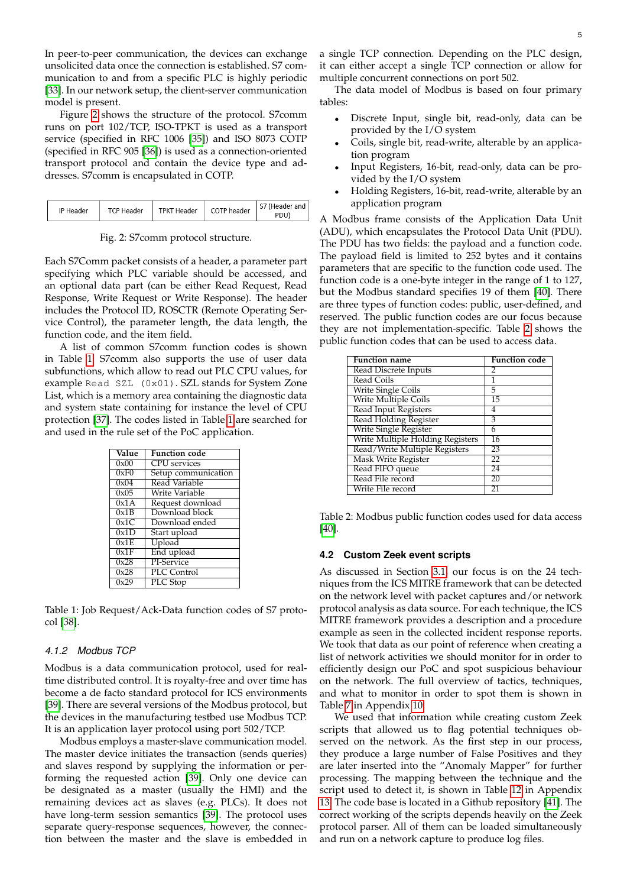In peer-to-peer communication, the devices can exchange unsolicited data once the connection is established. S7 communication to and from a specific PLC is highly periodic [33]. In our network setup, the client-server communication model is present.

Figure 2 shows the structure of the protocol. S7comm runs on port 102/TCP, ISO-TPKT is used as a transport service (specified in RFC 1006 [35]) and ISO 8073 COTP (specified in RFC 905 [36]) is used as a connection-oriented transport protocol and contain the device type and addresses. S7comm is encapsulated in COTP.

| IP Header | TCP Header | TPKT Header | COTP header | S7 (Header and PDU) |
|---|---|---|---|---|

Fig. 2: S7comm protocol structure.

Each S7Comm packet consists of a header, a parameter part specifying which PLC variable should be accessed, and an optional data part (can be either Read Request, Read Response, Write Request or Write Response). The header includes the Protocol ID, ROSCTR (Remote Operating Service Control), the parameter length, the data length, the function code, and the item field.

A list of common S7comm function codes is shown in Table 1. S7comm also supports the use of user data subfunctions, which allow to read out PLC CPU values, for example `Read SZL (0x01)`. SZL stands for System Zone List, which is a memory area containing the diagnostic data and system state containing for instance the level of CPU protection [37]. The codes listed in Table 1 are searched for and used in the rule set of the PoC application.

| Value | Function code |
|---|---|
| 0x00 | CPU services |
| 0xF0 | Setup communication |
| 0x04 | Read Variable |
| 0x05 | Write Variable |
| 0x1A | Request download |
| 0x1B | Download block |
| 0x1C | Download ended |
| 0x1D | Start upload |
| 0x1E | Upload |
| 0x1F | End upload |
| 0x28 | PI-Service |
| 0x28 | PLC Control |
| 0x29 | PLC Stop |

Table 1: Job Request/Ack-Data function codes of S7 protocol [38].

### 4.1.2 Modbus TCP

Modbus is a data communication protocol, used for real-time distributed control. It is royalty-free and over time has become a de facto standard protocol for ICS environments [39]. There are several versions of the Modbus protocol, but the devices in the manufacturing testbed use Modbus TCP. It is an application layer protocol using port 502/TCP.

Modbus employs a master-slave communication model. The master device initiates the transaction (sends queries) and slaves respond by supplying the information or performing the requested action [39]. Only one device can be designated as a master (usually the HMI) and the remaining devices act as slaves (e.g. PLCs). It does not have long-term session semantics [39]. The protocol uses separate query-response sequences, however, the connection between the master and the slave is embedded in a single TCP connection. Depending on the PLC design, it can either accept a single TCP connection or allow for multiple concurrent connections on port 502.

The data model of Modbus is based on four primary tables:

- Discrete Input, single bit, read-only, data can be provided by the I/O system
- Coils, single bit, read-write, alterable by an application program
- Input Registers, 16-bit, read-only, data can be provided by the I/O system
- Holding Registers, 16-bit, read-write, alterable by an application program

A Modbus frame consists of the Application Data Unit (ADU), which encapsulates the Protocol Data Unit (PDU). The PDU has two fields: the payload and a function code. The payload field is limited to 252 bytes and it contains parameters that are specific to the function code used. The function code is a one-byte integer in the range of 1 to 127, but the Modbus standard specifies 19 of them [40]. There are three types of function codes: public, user-defined, and reserved. The public function codes are our focus because they are not implementation-specific. Table 2 shows the public function codes that can be used to access data.

| Function name | Function code |
|---|---|
| Read Discrete Inputs | 2 |
| Read Coils | 1 |
| Write Single Coils | 5 |
| Write Multiple Coils | 15 |
| Read Input Registers | 4 |
| Read Holding Register | 3 |
| Write Single Register | 6 |
| Write Multiple Holding Registers | 16 |
| Read/Write Multiple Registers | 23 |
| Mask Write Register | 22 |
| Read FIFO queue | 24 |
| Read File record | 20 |
| Write File record | 21 |

Table 2: Modbus public function codes used for data access [40].

## 4.2 Custom Zeek event scripts

As discussed in Section 3.1, our focus is on the 24 techniques from the ICS MITRE framework that can be detected on the network level with packet captures and/or network protocol analysis as data source. For each technique, the ICS MITRE framework provides a description and a procedure example as seen in the collected incident response reports. We took that data as our point of reference when creating a list of network activities we should monitor for in order to efficiently design our PoC and spot suspicious behaviour on the network. The full overview of tactics, techniques, and what to monitor in order to spot them is shown in Table 7 in Appendix 10.

We used that information while creating custom Zeek scripts that allowed us to flag potential techniques observed on the network. As the first step in our process, they produce a large number of False Positives and they are later inserted into the "Anomaly Mapper" for further processing. The mapping between the technique and the script used to detect it, is shown in Table 12 in Appendix 13. The code base is located in a Github repository [41]. The correct working of the scripts depends heavily on the Zeek protocol parser. All of them can be loaded simultaneously and run on a network capture to produce log files.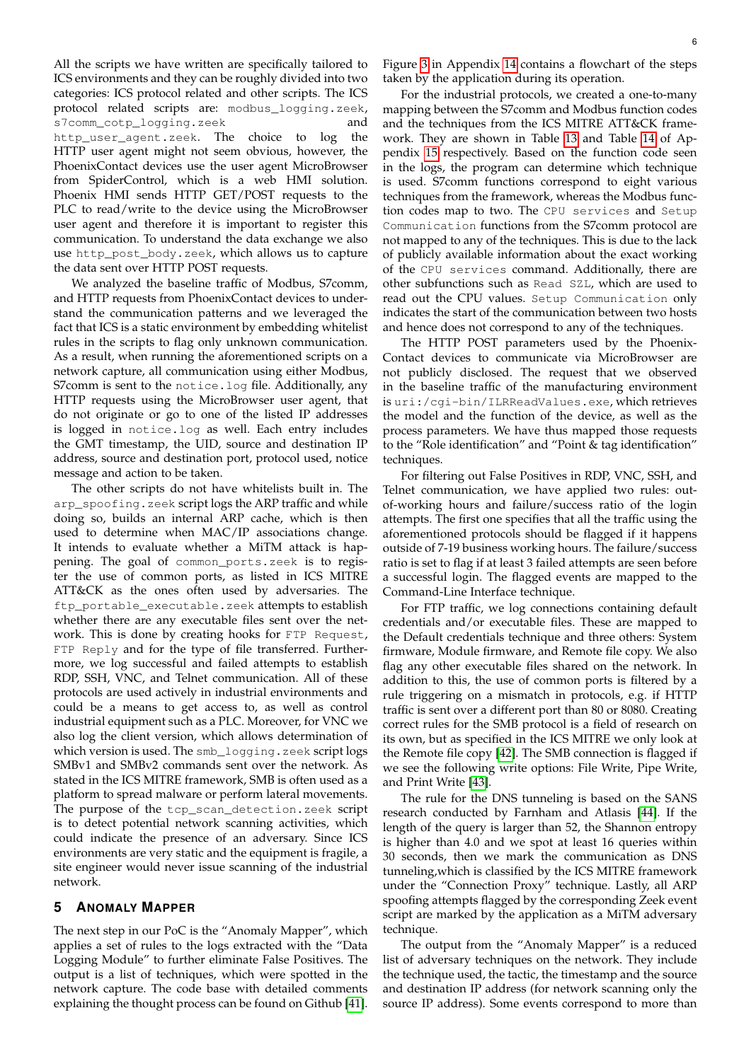All the scripts we have written are specifically tailored to ICS environments and they can be roughly divided into two categories: ICS protocol related and other scripts. The ICS protocol related scripts are: `modbus_logging.zeek`, `s7comm_cotp_logging.zeek` and `http_user_agent.zeek`. The choice to log the HTTP user agent might not seem obvious, however, the PhoenixContact devices use the user agent MicroBrowser from SpiderControl, which is a web HMI solution. Phoenix HMI sends HTTP GET/POST requests to the PLC to read/write to the device using the MicroBrowser user agent and therefore it is important to register this communication. To understand the data exchange we also use `http_post_body.zeek`, which allows us to capture the data sent over HTTP POST requests.

We analyzed the baseline traffic of Modbus, S7comm, and HTTP requests from PhoenixContact devices to understand the communication patterns and we leveraged the fact that ICS is a static environment by embedding whitelist rules in the scripts to flag only unknown communication. As a result, when running the aforementioned scripts on a network capture, all communication using either Modbus, S7comm is sent to the `notice.log` file. Additionally, any HTTP requests using the MicroBrowser user agent, that do not originate or go to one of the listed IP addresses is logged in `notice.log` as well. Each entry includes the GMT timestamp, the UID, source and destination IP address, source and destination port, protocol used, notice message and action to be taken.

The other scripts do not have whitelists built in. The `arp_spoofing.zeek` script logs the ARP traffic and while doing so, builds an internal ARP cache, which is then used to determine when MAC/IP associations change. It intends to evaluate whether a MiTM attack is happening. The goal of `common_ports.zeek` is to register the use of common ports, as listed in ICS MITRE ATT&CK as the ones often used by adversaries. The `ftp_portable_executable.zeek` attempts to establish whether there are any executable files sent over the network. This is done by creating hooks for `FTP Request`, `FTP Reply` and for the type of file transferred. Furthermore, we log successful and failed attempts to establish RDP, SSH, VNC, and Telnet communication. All of these protocols are used actively in industrial environments and could be a means to get access to, as well as control industrial equipment such as a PLC. Moreover, for VNC we also log the client version, which allows determination of which version is used. The `smb_logging.zeek` script logs SMBv1 and SMBv2 commands sent over the network. As stated in the ICS MITRE framework, SMB is often used as a platform to spread malware or perform lateral movements. The purpose of the `tcp_scan_detection.zeek` script is to detect potential network scanning activities, which could indicate the presence of an adversary. Since ICS environments are very static and the equipment is fragile, a site engineer would never issue scanning of the industrial network.

## 5 Anomaly Mapper

The next step in our PoC is the "Anomaly Mapper", which applies a set of rules to the logs extracted with the "Data Logging Module" to further eliminate False Positives. The output is a list of techniques, which were spotted in the network capture. The code base with detailed comments explaining the thought process can be found on Github [41]. Figure 3 in Appendix 14 contains a flowchart of the steps taken by the application during its operation.

For the industrial protocols, we created a one-to-many mapping between the S7comm and Modbus function codes and the techniques from the ICS MITRE ATT&CK framework. They are shown in Table 13 and Table 14 of Appendix 15 respectively. Based on the function code seen in the logs, the program can determine which technique is used. S7comm functions correspond to eight various techniques from the framework, whereas the Modbus function codes map to two. The `CPU services` and `Setup Communication` functions from the S7comm protocol are not mapped to any of the techniques. This is due to the lack of publicly available information about the exact working of the `CPU services` command. Additionally, there are other subfunctions such as `Read SZL`, which are used to read out the CPU values. `Setup Communication` only indicates the start of the communication between two hosts and hence does not correspond to any of the techniques.

The HTTP POST parameters used by the PhoenixContact devices to communicate via MicroBrowser are not publicly disclosed. The request that we observed in the baseline traffic of the manufacturing environment is `uri:/cgi-bin/ILRReadValues.exe`, which retrieves the model and the function of the device, as well as the process parameters. We have thus mapped those requests to the "Role identification" and "Point & tag identification" techniques.

For filtering out False Positives in RDP, VNC, SSH, and Telnet communication, we have applied two rules: out-of-working hours and failure/success ratio of the login attempts. The first one specifies that all the traffic using the aforementioned protocols should be flagged if it happens outside of 7-19 business working hours. The failure/success ratio is set to flag if at least 3 failed attempts are seen before a successful login. The flagged events are mapped to the Command-Line Interface technique.

For FTP traffic, we log connections containing default credentials and/or executable files. These are mapped to the Default credentials technique and three others: System firmware, Module firmware, and Remote file copy. We also flag any other executable files shared on the network. In addition to this, the use of common ports is filtered by a rule triggering on a mismatch in protocols, e.g. if HTTP traffic is sent over a different port than 80 or 8080. Creating correct rules for the SMB protocol is a field of research on its own, but as specified in the ICS MITRE we only look at the Remote file copy [42]. The SMB connection is flagged if we see the following write options: File Write, Pipe Write, and Print Write [43].

The rule for the DNS tunneling is based on the SANS research conducted by Farnham and Atlasis [44]. If the length of the query is larger than 52, the Shannon entropy is higher than 4.0 and we spot at least 16 queries within 30 seconds, then we mark the communication as DNS tunneling,which is classified by the ICS MITRE framework under the "Connection Proxy" technique. Lastly, all ARP spoofing attempts flagged by the corresponding Zeek event script are marked by the application as a MiTM adversary technique.

The output from the "Anomaly Mapper" is a reduced list of adversary techniques on the network. They include the technique used, the tactic, the timestamp and the source and destination IP address (for network scanning only the source IP address). Some events correspond to more than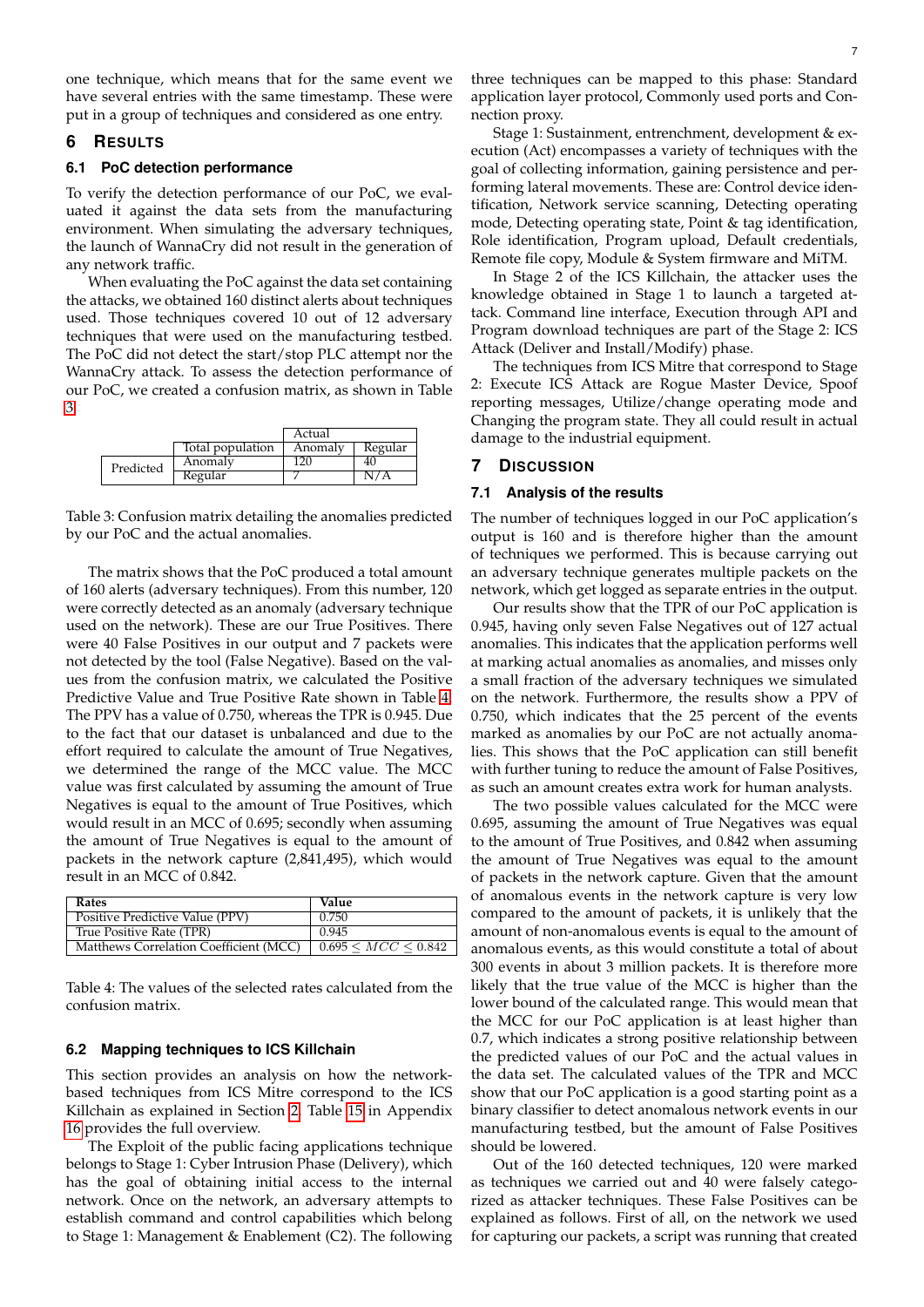one technique, which means that for the same event we have several entries with the same timestamp. These were put in a group of techniques and considered as one entry.

## 6 Results

### 6.1 PoC detection performance

To verify the detection performance of our PoC, we evaluated it against the data sets from the manufacturing environment. When simulating the adversary techniques, the launch of WannaCry did not result in the generation of any network traffic.

When evaluating the PoC against the data set containing the attacks, we obtained 160 distinct alerts about techniques used. Those techniques covered 10 out of 12 adversary techniques that were used on the manufacturing testbed. The PoC did not detect the start/stop PLC attempt nor the WannaCry attack. To assess the detection performance of our PoC, we created a confusion matrix, as shown in Table 3.

| | | Actual | |
|---|---|---|---|
| | Total population | Anomaly | Regular |
| Predicted | Anomaly | 120 | 40 |
| | Regular | 7 | N/A |

Table 3: Confusion matrix detailing the anomalies predicted by our PoC and the actual anomalies.

The matrix shows that the PoC produced a total amount of 160 alerts (adversary techniques). From this number, 120 were correctly detected as an anomaly (adversary technique used on the network). These are our True Positives. There were 40 False Positives in our output and 7 packets were not detected by the tool (False Negative). Based on the values from the confusion matrix, we calculated the Positive Predictive Value and True Positive Rate shown in Table 4. The PPV has a value of 0.750, whereas the TPR is 0.945. Due to the fact that our dataset is unbalanced and due to the effort required to calculate the amount of True Negatives, we determined the range of the MCC value. The MCC value was first calculated by assuming the amount of True Negatives is equal to the amount of True Positives, which would result in an MCC of 0.695; secondly when assuming the amount of True Negatives is equal to the amount of packets in the network capture (2,841,495), which would result in an MCC of 0.842.

| Rates | Value |
|---|---|
| Positive Predictive Value (PPV) | 0.750 |
| True Positive Rate (TPR) | 0.945 |
| Matthews Correlation Coefficient (MCC) | $0.695 \leq MCC \leq 0.842$ |

Table 4: The values of the selected rates calculated from the confusion matrix.

### 6.2 Mapping techniques to ICS Killchain

This section provides an analysis on how the network-based techniques from ICS Mitre correspond to the ICS Killchain as explained in Section 2. Table 15 in Appendix 16 provides the full overview.

The Exploit of the public facing applications technique belongs to Stage 1: Cyber Intrusion Phase (Delivery), which has the goal of obtaining initial access to the internal network. Once on the network, an adversary attempts to establish command and control capabilities which belong to Stage 1: Management & Enablement (C2). The following three techniques can be mapped to this phase: Standard application layer protocol, Commonly used ports and Connection proxy.

Stage 1: Sustainment, entrenchment, development & execution (Act) encompasses a variety of techniques with the goal of collecting information, gaining persistence and performing lateral movements. These are: Control device identification, Network service scanning, Detecting operating mode, Detecting operating state, Point & tag identification, Role identification, Program upload, Default credentials, Remote file copy, Module & System firmware and MiTM.

In Stage 2 of the ICS Killchain, the attacker uses the knowledge obtained in Stage 1 to launch a targeted attack. Command line interface, Execution through API and Program download techniques are part of the Stage 2: ICS Attack (Deliver and Install/Modify) phase.

The techniques from ICS Mitre that correspond to Stage 2: Execute ICS Attack are Rogue Master Device, Spoof reporting messages, Utilize/change operating mode and Changing the program state. They all could result in actual damage to the industrial equipment.

## 7 Discussion

### 7.1 Analysis of the results

The number of techniques logged in our PoC application's output is 160 and is therefore higher than the amount of techniques we performed. This is because carrying out an adversary technique generates multiple packets on the network, which get logged as separate entries in the output.

Our results show that the TPR of our PoC application is 0.945, having only seven False Negatives out of 127 actual anomalies. This indicates that the application performs well at marking actual anomalies as anomalies, and misses only a small fraction of the adversary techniques we simulated on the network. Furthermore, the results show a PPV of 0.750, which indicates that the 25 percent of the events marked as anomalies by our PoC are not actually anomalies. This shows that the PoC application can still benefit with further tuning to reduce the amount of False Positives, as such an amount creates extra work for human analysts.

The two possible values calculated for the MCC were 0.695, assuming the amount of True Negatives was equal to the amount of True Positives, and 0.842 when assuming the amount of True Negatives was equal to the amount of packets in the network capture. Given that the amount of anomalous events in the network capture is very low compared to the amount of packets, it is unlikely that the amount of non-anomalous events is equal to the amount of anomalous events, as this would constitute a total of about 300 events in about 3 million packets. It is therefore more likely that the true value of the MCC is higher than the lower bound of the calculated range. This would mean that the MCC for our PoC application is at least higher than 0.7, which indicates a strong positive relationship between the predicted values of our PoC and the actual values in the data set. The calculated values of the TPR and MCC show that our PoC application is a good starting point as a binary classifier to detect anomalous network events in our manufacturing testbed, but the amount of False Positives should be lowered.

Out of the 160 detected techniques, 120 were marked as techniques we carried out and 40 were falsely categorized as attacker techniques. These False Positives can be explained as follows. First of all, on the network we used for capturing our packets, a script was running that created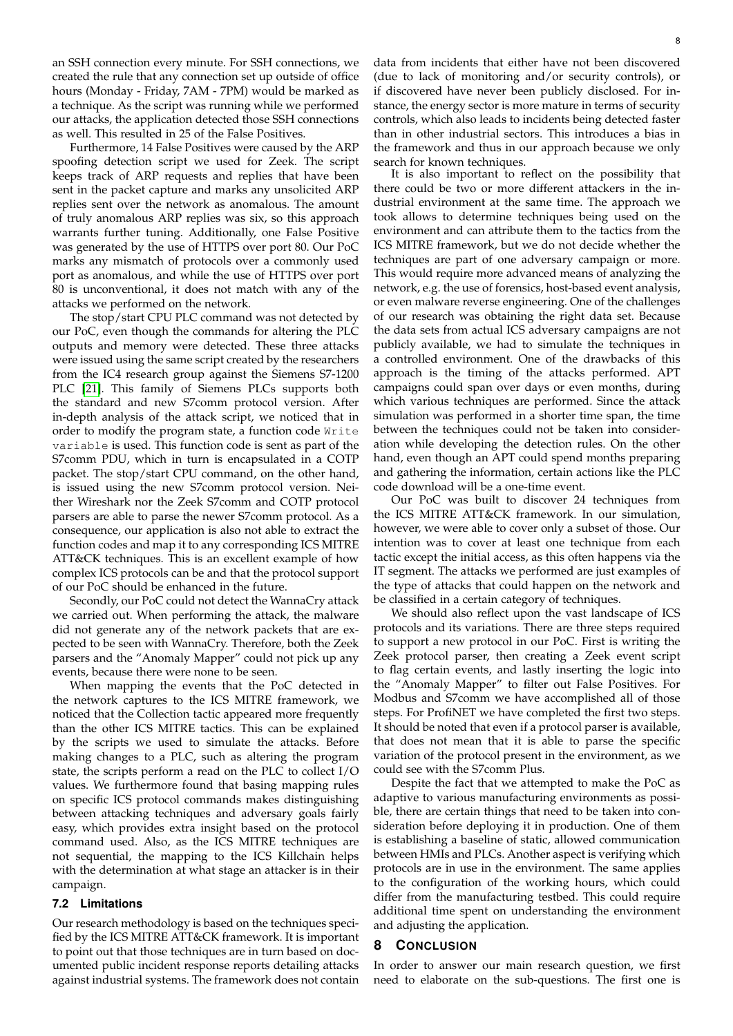an SSH connection every minute. For SSH connections, we created the rule that any connection set up outside of office hours (Monday - Friday, 7AM - 7PM) would be marked as a technique. As the script was running while we performed our attacks, the application detected those SSH connections as well. This resulted in 25 of the False Positives.

Furthermore, 14 False Positives were caused by the ARP spoofing detection script we used for Zeek. The script keeps track of ARP requests and replies that have been sent in the packet capture and marks any unsolicited ARP replies sent over the network as anomalous. The amount of truly anomalous ARP replies was six, so this approach warrants further tuning. Additionally, one False Positive was generated by the use of HTTPS over port 80. Our PoC marks any mismatch of protocols over a commonly used port as anomalous, and while the use of HTTPS over port 80 is unconventional, it does not match with any of the attacks we performed on the network.

The stop/start CPU PLC command was not detected by our PoC, even though the commands for altering the PLC outputs and memory were detected. These three attacks were issued using the same script created by the researchers from the IC4 research group against the Siemens S7-1200 PLC [21]. This family of Siemens PLCs supports both the standard and new S7comm protocol version. After in-depth analysis of the attack script, we noticed that in order to modify the program state, a function code `Write variable` is used. This function code is sent as part of the S7comm PDU, which in turn is encapsulated in a COTP packet. The stop/start CPU command, on the other hand, is issued using the new S7comm protocol version. Neither Wireshark nor the Zeek S7comm and COTP protocol parsers are able to parse the newer S7comm protocol. As a consequence, our application is also not able to extract the function codes and map it to any corresponding ICS MITRE ATT&CK techniques. This is an excellent example of how complex ICS protocols can be and that the protocol support of our PoC should be enhanced in the future.

Secondly, our PoC could not detect the WannaCry attack we carried out. When performing the attack, the malware did not generate any of the network packets that are expected to be seen with WannaCry. Therefore, both the Zeek parsers and the "Anomaly Mapper" could not pick up any events, because there were none to be seen.

When mapping the events that the PoC detected in the network captures to the ICS MITRE framework, we noticed that the Collection tactic appeared more frequently than the other ICS MITRE tactics. This can be explained by the scripts we used to simulate the attacks. Before making changes to a PLC, such as altering the program state, the scripts perform a read on the PLC to collect I/O values. We furthermore found that basing mapping rules on specific ICS protocol commands makes distinguishing between attacking techniques and adversary goals fairly easy, which provides extra insight based on the protocol command used. Also, as the ICS MITRE techniques are not sequential, the mapping to the ICS Killchain helps with the determination at what stage an attacker is in their campaign.

### 7.2 Limitations

Our research methodology is based on the techniques specified by the ICS MITRE ATT&CK framework. It is important to point out that those techniques are in turn based on documented public incident response reports detailing attacks against industrial systems. The framework does not contain data from incidents that either have not been discovered (due to lack of monitoring and/or security controls), or if discovered have never been publicly disclosed. For instance, the energy sector is more mature in terms of security controls, which also leads to incidents being detected faster than in other industrial sectors. This introduces a bias in the framework and thus in our approach because we only search for known techniques.

It is also important to reflect on the possibility that there could be two or more different attackers in the industrial environment at the same time. The approach we took allows to determine techniques being used on the environment and can attribute them to the tactics from the ICS MITRE framework, but we do not decide whether the techniques are part of one adversary campaign or more. This would require more advanced means of analyzing the network, e.g. the use of forensics, host-based event analysis, or even malware reverse engineering. One of the challenges of our research was obtaining the right data set. Because the data sets from actual ICS adversary campaigns are not publicly available, we had to simulate the techniques in a controlled environment. One of the drawbacks of this approach is the timing of the attacks performed. APT campaigns could span over days or even months, during which various techniques are performed. Since the attack simulation was performed in a shorter time span, the time between the techniques could not be taken into consideration while developing the detection rules. On the other hand, even though an APT could spend months preparing and gathering the information, certain actions like the PLC code download will be a one-time event.

Our PoC was built to discover 24 techniques from the ICS MITRE ATT&CK framework. In our simulation, however, we were able to cover only a subset of those. Our intention was to cover at least one technique from each tactic except the initial access, as this often happens via the IT segment. The attacks we performed are just examples of the type of attacks that could happen on the network and be classified in a certain category of techniques.

We should also reflect upon the vast landscape of ICS protocols and its variations. There are three steps required to support a new protocol in our PoC. First is writing the Zeek protocol parser, then creating a Zeek event script to flag certain events, and lastly inserting the logic into the "Anomaly Mapper" to filter out False Positives. For Modbus and S7comm we have accomplished all of those steps. For ProfiNET we have completed the first two steps. It should be noted that even if a protocol parser is available, that does not mean that it is able to parse the specific variation of the protocol present in the environment, as we could see with the S7comm Plus.

Despite the fact that we attempted to make the PoC as adaptive to various manufacturing environments as possible, there are certain things that need to be taken into consideration before deploying it in production. One of them is establishing a baseline of static, allowed communication between HMIs and PLCs. Another aspect is verifying which protocols are in use in the environment. The same applies to the configuration of the working hours, which could differ from the manufacturing testbed. This could require additional time spent on understanding the environment and adjusting the application.

## 8 Conclusion

In order to answer our main research question, we first need to elaborate on the sub-questions. The first one is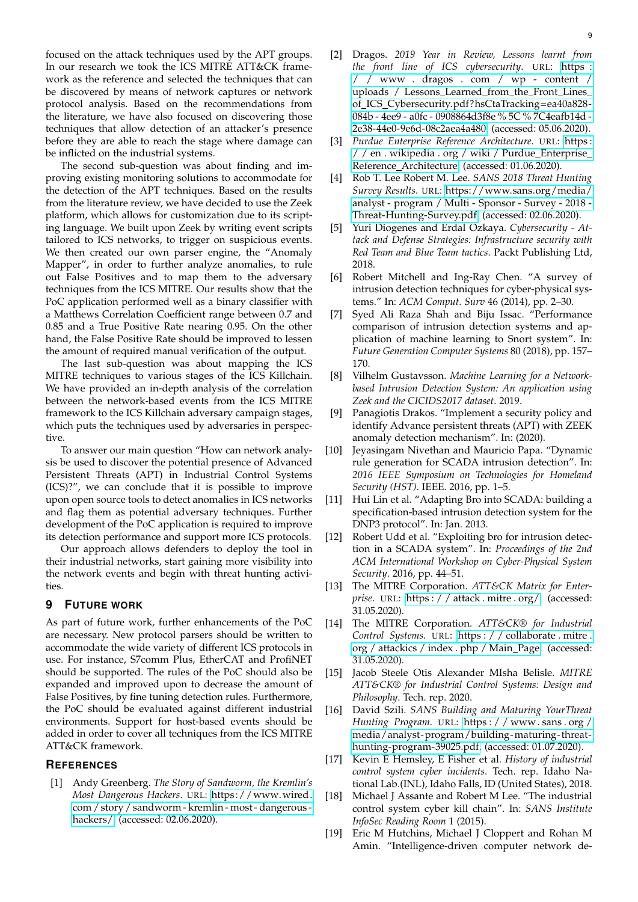focused on the attack techniques used by the APT groups. In our research we took the ICS MITRE ATT&CK framework as the reference and selected the techniques that can be discovered by means of network captures or network protocol analysis. Based on the recommendations from the literature, we have also focused on discovering those techniques that allow detection of an attacker's presence before they are able to reach the stage where damage can be inflicted on the industrial systems.

The second sub-question was about finding and improving existing monitoring solutions to accommodate for the detection of the APT techniques. Based on the results from the literature review, we have decided to use the Zeek platform, which allows for customization due to its scripting language. We built upon Zeek by writing event scripts tailored to ICS networks, to trigger on suspicious events. We then created our own parser engine, the "Anomaly Mapper", in order to further analyze anomalies, to rule out False Positives and to map them to the adversary techniques from the ICS MITRE. Our results show that the PoC application performed well as a binary classifier with a Matthews Correlation Coefficient range between 0.7 and 0.85 and a True Positive Rate nearing 0.95. On the other hand, the False Positive Rate should be improved to lessen the amount of required manual verification of the output.

The last sub-question was about mapping the ICS MITRE techniques to various stages of the ICS Killchain. We have provided an in-depth analysis of the correlation between the network-based events from the ICS MITRE framework to the ICS Killchain adversary campaign stages, which puts the techniques used by adversaries in perspective.

To answer our main question "How can network analysis be used to discover the potential presence of Advanced Persistent Threats (APT) in Industrial Control Systems (ICS)?", we can conclude that it is possible to improve upon open source tools to detect anomalies in ICS networks and flag them as potential adversary techniques. Further development of the PoC application is required to improve its detection performance and support more ICS protocols.

Our approach allows defenders to deploy the tool in their industrial networks, start gaining more visibility into the network events and begin with threat hunting activities.

## 9 Future Work

As part of future work, further enhancements of the PoC are necessary. New protocol parsers should be written to accommodate the wide variety of different ICS protocols in use. For instance, S7comm Plus, EtherCAT and ProfiNET should be supported. The rules of the PoC should also be expanded and improved upon to decrease the amount of False Positives, by fine tuning detection rules. Furthermore, the PoC should be evaluated against different industrial environments. Support for host-based events should be added in order to cover all techniques from the ICS MITRE ATT&CK framework.

## References

[1] Andy Greenberg. *The Story of Sandworm, the Kremlin's Most Dangerous Hackers*. URL: https://www.wired.com/story/sandworm-kremlin-most-dangerous-hackers/ (accessed: 02.06.2020).

[2] Dragos. *2019 Year in Review, Lessons learnt from the front line of ICS cybersecurity*. URL: https://www.dragos.com/wp-content/uploads/Lessons_Learned_from_the_Front_Lines_of_ICS_Cybersecurity.pdf?hsCtaTracking=ea40a828-084b-4ee9-a0fc-0908864d3f8e%5C%7C4eafb14d-2e38-44e0-9e6d-08c2aea4a480 (accessed: 05.06.2020).

[3] *Purdue Enterprise Reference Architecture*. URL: https://en.wikipedia.org/wiki/Purdue_Enterprise_Reference_Architecture (accessed: 01.06.2020).

[4] Rob T. Lee Robert M. Lee. *SANS 2018 Threat Hunting Survey Results*. URL: https://www.sans.org/media/analyst-program/Multi-Sponsor-Survey-2018-Threat-Hunting-Survey.pdf (accessed: 02.06.2020).

[5] Yuri Diogenes and Erdal Ozkaya. *Cybersecurity - Attack and Defense Strategies: Infrastructure security with Red Team and Blue Team tactics*. Packt Publishing Ltd, 2018.

[6] Robert Mitchell and Ing-Ray Chen. "A survey of intrusion detection techniques for cyber-physical systems." In: *ACM Comput. Surv* 46 (2014), pp. 2–30.

[7] Syed Ali Raza Shah and Biju Issac. "Performance comparison of intrusion detection systems and application of machine learning to Snort system". In: *Future Generation Computer Systems* 80 (2018), pp. 157–170.

[8] Vilhelm Gustavsson. *Machine Learning for a Network-based Intrusion Detection System: An application using Zeek and the CICIDS2017 dataset*. 2019.

[9] Panagiotis Drakos. "Implement a security policy and identify Advance persistent threats (APT) with ZEEK anomaly detection mechanism". In: (2020).

[10] Jeyasingam Nivethan and Mauricio Papa. "Dynamic rule generation for SCADA intrusion detection". In: *2016 IEEE Symposium on Technologies for Homeland Security (HST)*. IEEE. 2016, pp. 1–5.

[11] Hui Lin et al. "Adapting Bro into SCADA: building a specification-based intrusion detection system for the DNP3 protocol". In: Jan. 2013.

[12] Robert Udd et al. "Exploiting bro for intrusion detection in a SCADA system". In: *Proceedings of the 2nd ACM International Workshop on Cyber-Physical System Security*. 2016, pp. 44–51.

[13] The MITRE Corporation. *ATT&CK Matrix for Enterprise*. URL: https://attack.mitre.org/ (accessed: 31.05.2020).

[14] The MITRE Corporation. *ATT&CK® for Industrial Control Systems*. URL: https://collaborate.mitre.org/attackics/index.php/Main_Page (accessed: 31.05.2020).

[15] Jacob Steele Otis Alexander MIsha Belisle. *MITRE ATT&CK® for Industrial Control Systems: Design and Philosophy*. Tech. rep. 2020.

[16] David Szili. *SANS Building and Maturing YourThreat Hunting Program*. URL: https://www.sans.org/media/analyst-program/building-maturing-threat-hunting-program-39025.pdf (accessed: 01.07.2020).

[17] Kevin E Hemsley, E Fisher et al. *History of industrial control system cyber incidents*. Tech. rep. Idaho National Lab.(INL), Idaho Falls, ID (United States), 2018.

[18] Michael J Assante and Robert M Lee. "The industrial control system cyber kill chain". In: *SANS Institute InfoSec Reading Room* 1 (2015).

[19] Eric M Hutchins, Michael J Cloppert and Rohan M Amin. "Intelligence-driven computer network de-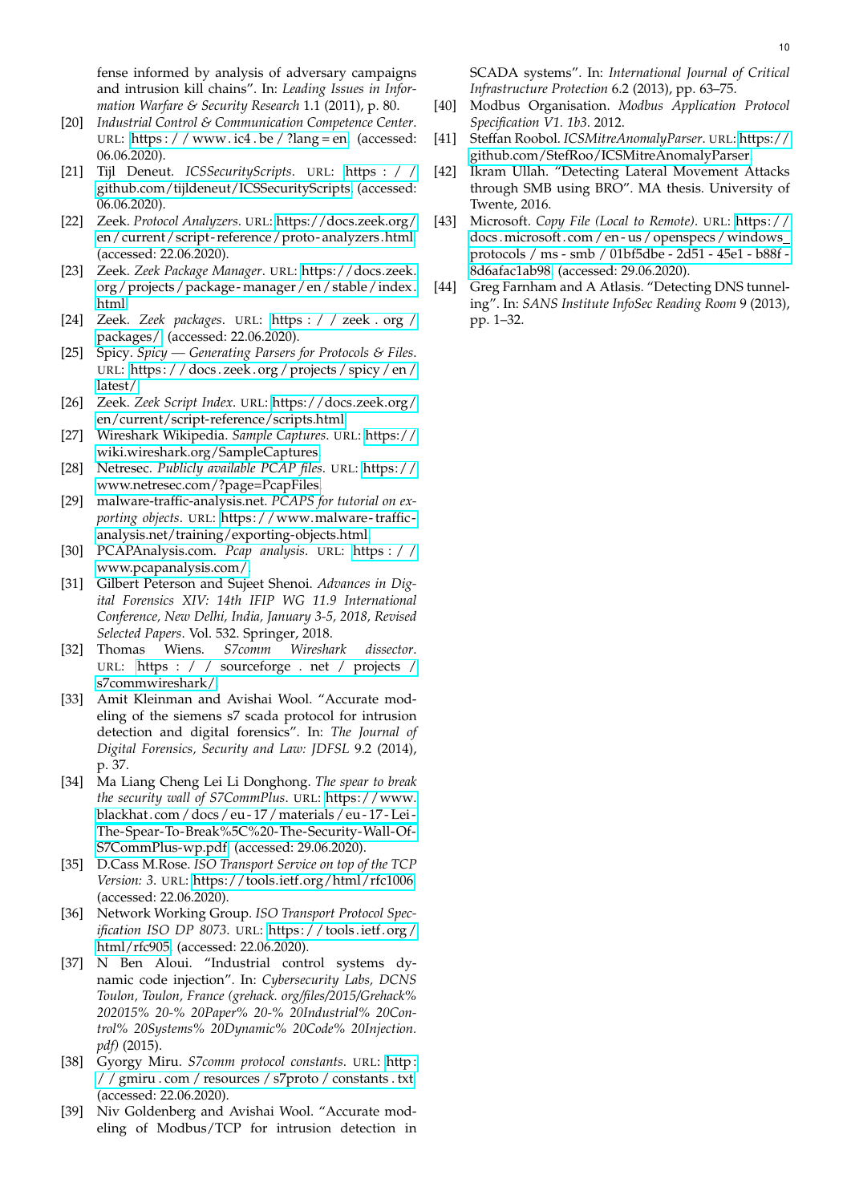fense informed by analysis of adversary campaigns and intrusion kill chains". In: *Leading Issues in Information Warfare & Security Research* 1.1 (2011), p. 80.

[20] *Industrial Control & Communication Competence Center*. URL: https://www.ic4.be/?lang=en (accessed: 06.06.2020).

[21] Tijl Deneut. *ICSSecurityScripts*. URL: https://github.com/tijldeneut/ICSSecurityScripts (accessed: 06.06.2020).

[22] Zeek. *Protocol Analyzers*. URL: https://docs.zeek.org/en/current/script-reference/proto-analyzers.html (accessed: 22.06.2020).

[23] Zeek. *Zeek Package Manager*. URL: https://docs.zeek.org/projects/package-manager/en/stable/index.html.

[24] Zeek. *Zeek packages*. URL: https://zeek.org/packages/ (accessed: 22.06.2020).

[25] Spicy. *Spicy — Generating Parsers for Protocols & Files*. URL: https://docs.zeek.org/projects/spicy/en/latest/.

[26] Zeek. *Zeek Script Index*. URL: https://docs.zeek.org/en/current/script-reference/scripts.html.

[27] Wireshark Wikipedia. *Sample Captures*. URL: https://wiki.wireshark.org/SampleCaptures.

[28] Netresec. *Publicly available PCAP files*. URL: https://www.netresec.com/?page=PcapFiles.

[29] malware-traffic-analysis.net. *PCAPS for tutorial on exporting objects*. URL: https://www.malware-traffic-analysis.net/training/exporting-objects.html.

[30] PCAPAnalysis.com. *Pcap analysis*. URL: https://www.pcapanalysis.com/.

[31] Gilbert Peterson and Sujeet Shenoi. *Advances in Digital Forensics XIV: 14th IFIP WG 11.9 International Conference, New Delhi, India, January 3-5, 2018, Revised Selected Papers*. Vol. 532. Springer, 2018.

[32] Thomas Wiens. *S7comm Wireshark dissector*. URL: https://sourceforge.net/projects/s7commwireshark/.

[33] Amit Kleinman and Avishai Wool. "Accurate modeling of the siemens s7 scada protocol for intrusion detection and digital forensics". In: *The Journal of Digital Forensics, Security and Law: JDFSL* 9.2 (2014), p. 37.

[34] Ma Liang Cheng Lei Li Donghong. *The spear to break the security wall of S7CommPlus*. URL: https://www.blackhat.com/docs/eu-17/materials/eu-17-Lei-The-Spear-To-Break%5C%20-The-Security-Wall-Of-S7CommPlus-wp.pdf (accessed: 29.06.2020).

[35] D.Cass M.Rose. *ISO Transport Service on top of the TCP Version: 3*. URL: https://tools.ietf.org/html/rfc1006 (accessed: 22.06.2020).

[36] Network Working Group. *ISO Transport Protocol Specification ISO DP 8073*. URL: https://tools.ietf.org/html/rfc905 (accessed: 22.06.2020).

[37] N Ben Aloui. "Industrial control systems dynamic code injection". In: *Cybersecurity Labs, DCNS Toulon, Toulon, France (grehack. org/files/2015/Grehack% 202015% 20-% 20Paper% 20-% 20Industrial% 20Control% 20Systems% 20Dynamic% 20Code% 20Injection. pdf)* (2015).

[38] Gyorgy Miru. *S7comm protocol constants*. URL: http://gmiru.com/resources/s7proto/constants.txt (accessed: 22.06.2020).

[39] Niv Goldenberg and Avishai Wool. "Accurate modeling of Modbus/TCP for intrusion detection in SCADA systems". In: *International Journal of Critical Infrastructure Protection* 6.2 (2013), pp. 63–75.

[40] Modbus Organisation. *Modbus Application Protocol Specification V1. 1b3*. 2012.

[41] Steffan Roobol. *ICSMitreAnomalyParser*. URL: https://github.com/StefRoo/ICSMitreAnomalyParser.

[42] Ikram Ullah. "Detecting Lateral Movement Attacks through SMB using BRO". MA thesis. University of Twente, 2016.

[43] Microsoft. *Copy File (Local to Remote)*. URL: https://docs.microsoft.com/en-us/openspecs/windows_protocols/ms-smb/01bf5dbe-2d51-45e1-b88f-8d6afac1ab98 (accessed: 29.06.2020).

[44] Greg Farnham and A Atlasis. "Detecting DNS tunneling". In: *SANS Institute InfoSec Reading Room* 9 (2013), pp. 1–32.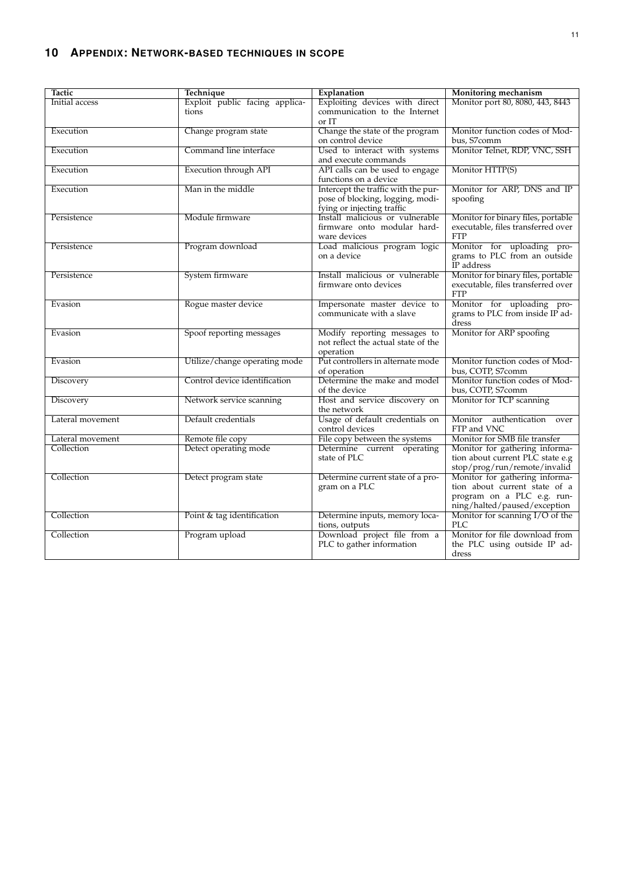## 10 Appendix: Network-based techniques in scope

| Tactic | Technique | Explanation | Monitoring mechanism |
|---|---|---|---|
| Initial access | Exploit public facing applications | Exploiting devices with direct communication to the Internet or IT | Monitor port 80, 8080, 443, 8443 |
| Execution | Change program state | Change the state of the program on control device | Monitor function codes of Modbus, S7comm |
| Execution | Command line interface | Used to interact with systems and execute commands | Monitor Telnet, RDP, VNC, SSH |
| Execution | Execution through API | API calls can be used to engage functions on a device | Monitor HTTP(S) |
| Execution | Man in the middle | Intercept the traffic with the purpose of blocking, logging, modifying or injecting traffic | Monitor for ARP, DNS and IP spoofing |
| Persistence | Module firmware | Install malicious or vulnerable firmware onto modular hardware devices | Monitor for binary files, portable executable, files transferred over FTP |
| Persistence | Program download | Load malicious program logic on a device | Monitor for uploading programs to PLC from an outside IP address |
| Persistence | System firmware | Install malicious or vulnerable firmware onto devices | Monitor for binary files, portable executable, files transferred over FTP |
| Evasion | Rogue master device | Impersonate master device to communicate with a slave | Monitor for uploading programs to PLC from inside IP address |
| Evasion | Spoof reporting messages | Modify reporting messages to not reflect the actual state of the operation | Monitor for ARP spoofing |
| Evasion | Utilize/change operating mode | Put controllers in alternate mode of operation | Monitor function codes of Modbus, COTP, S7comm |
| Discovery | Control device identification | Determine the make and model of the device | Monitor function codes of Modbus, COTP, S7comm |
| Discovery | Network service scanning | Host and service discovery on the network | Monitor for TCP scanning |
| Lateral movement | Default credentials | Usage of default credentials on control devices | Monitor authentication over FTP and VNC |
| Lateral movement | Remote file copy | File copy between the systems | Monitor for SMB file transfer |
| Collection | Detect operating mode | Determine current operating state of PLC | Monitor for gathering information about current PLC state e.g stop/prog/run/remote/invalid |
| Collection | Detect program state | Determine current state of a program on a PLC | Monitor for gathering information about current state of a program on a PLC e.g. running/halted/paused/exception |
| Collection | Point & tag identification | Determine inputs, memory locations, outputs | Monitor for scanning I/O of the PLC |
| Collection | Program upload | Download project file from a PLC to gather information | Monitor for file download from the PLC using outside IP address |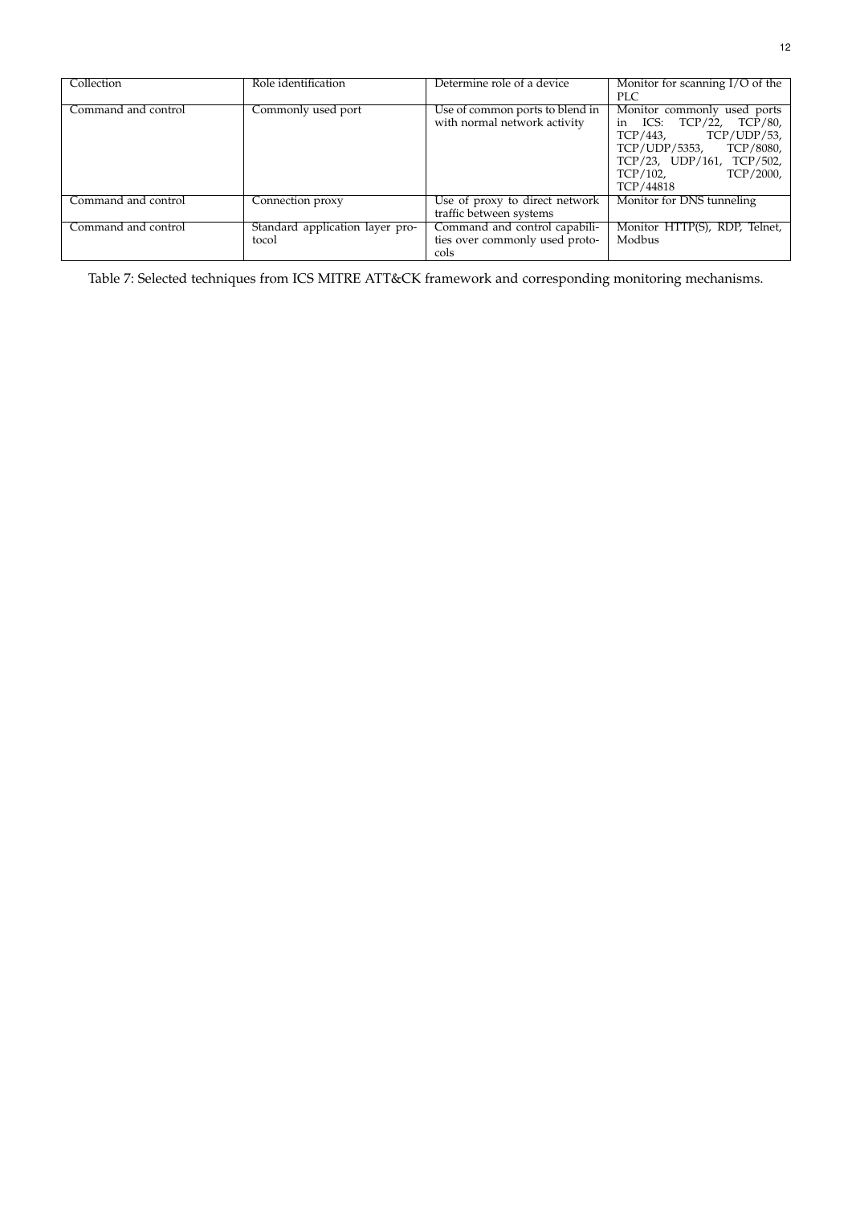| Collection | Role identification | Determine role of a device | Monitor for scanning I/O of the PLC |
|---|---|---|---|
| Command and control | Commonly used port | Use of common ports to blend in with normal network activity | Monitor commonly used ports in ICS: TCP/22, TCP/80, TCP/443, TCP/UDP/53, TCP/UDP/5353, TCP/8080, TCP/23, UDP/161, TCP/502, TCP/102, TCP/2000, TCP/44818 |
| Command and control | Connection proxy | Use of proxy to direct network traffic between systems | Monitor for DNS tunneling |
| Command and control | Standard application layer protocol | Command and control capabilities over commonly used protocols | Monitor HTTP(S), RDP, Telnet, Modbus |

Table 7: Selected techniques from ICS MITRE ATT&CK framework and corresponding monitoring mechanisms.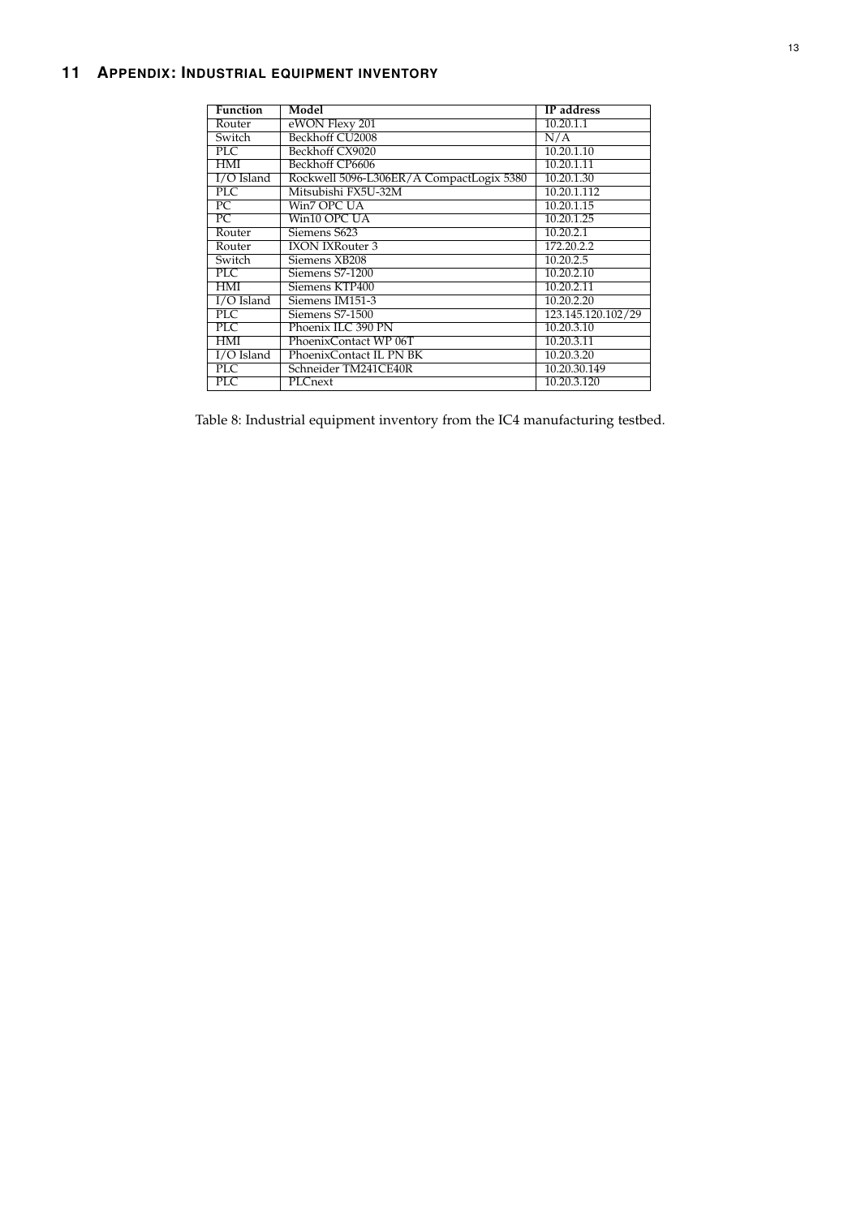## 11 Appendix: Industrial equipment inventory

| Function | Model | IP address |
|---|---|---|
| Router | eWON Flexy 201 | 10.20.1.1 |
| Switch | Beckhoff CU2008 | N/A |
| PLC | Beckhoff CX9020 | 10.20.1.10 |
| HMI | Beckhoff CP6606 | 10.20.1.11 |
| I/O Island | Rockwell 5096-L306ER/A CompactLogix 5380 | 10.20.1.30 |
| PLC | Mitsubishi FX5U-32M | 10.20.1.112 |
| PC | Win7 OPC UA | 10.20.1.15 |
| PC | Win10 OPC UA | 10.20.1.25 |
| Router | Siemens S623 | 10.20.2.1 |
| Router | IXON IXRouter 3 | 172.20.2.2 |
| Switch | Siemens XB208 | 10.20.2.5 |
| PLC | Siemens S7-1200 | 10.20.2.10 |
| HMI | Siemens KTP400 | 10.20.2.11 |
| I/O Island | Siemens IM151-3 | 10.20.2.20 |
| PLC | Siemens S7-1500 | 123.145.120.102/29 |
| PLC | Phoenix ILC 390 PN | 10.20.3.10 |
| HMI | PhoenixContact WP 06T | 10.20.3.11 |
| I/O Island | PhoenixContact IL PN BK | 10.20.3.20 |
| PLC | Schneider TM241CE40R | 10.20.30.149 |
| PLC | PLCnext | 10.20.3.120 |

Table 8: Industrial equipment inventory from the IC4 manufacturing testbed.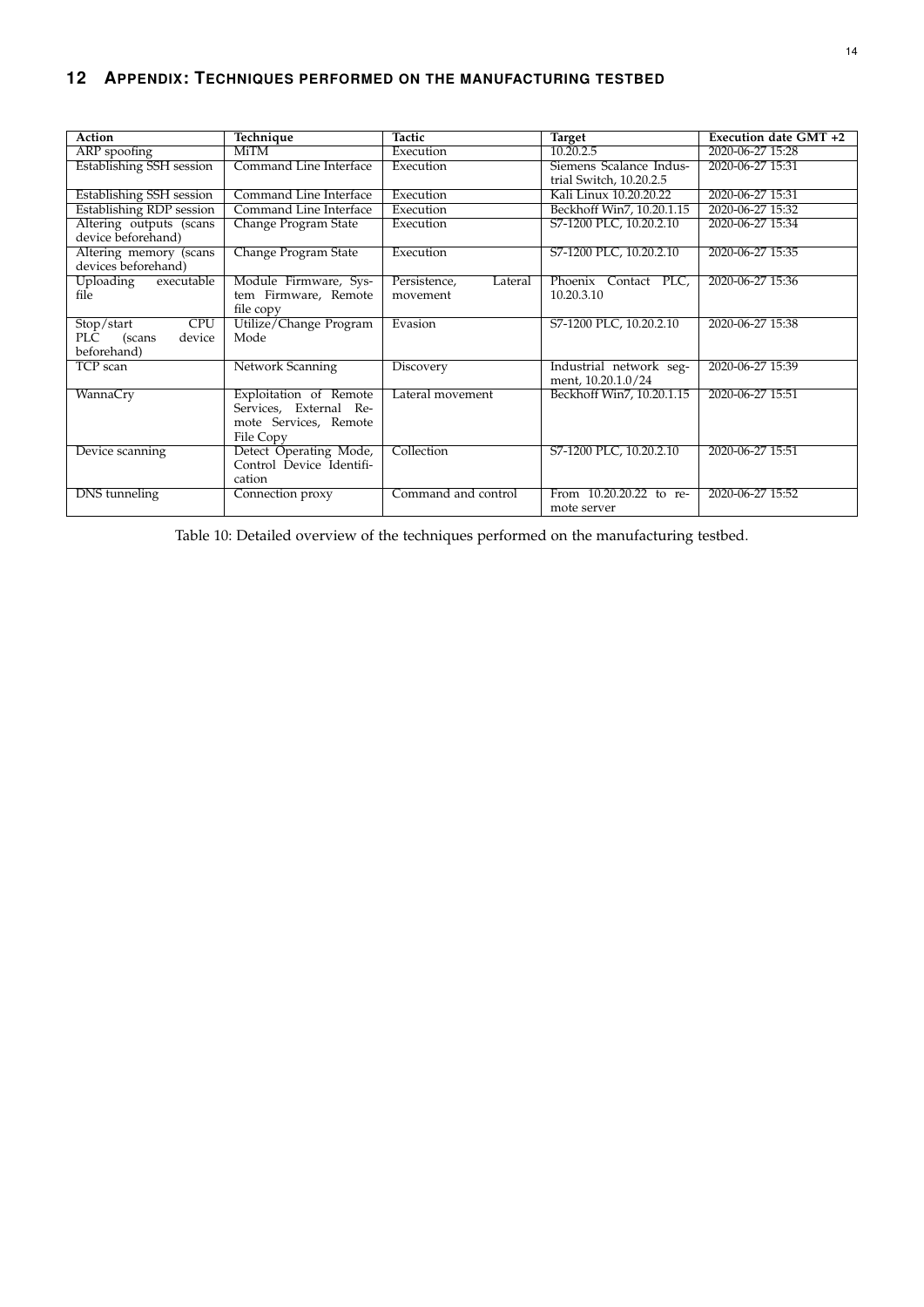## 12 APPENDIX: TECHNIQUES PERFORMED ON THE MANUFACTURING TESTBED

| Action | Technique | Tactic | Target | Execution date GMT +2 |
|---|---|---|---|---|
| ARP spoofing | MiTM | Execution | 10.20.2.5 | 2020-06-27 15:28 |
| Establishing SSH session | Command Line Interface | Execution | Siemens Scalance Industrial Switch, 10.20.2.5 | 2020-06-27 15:31 |
| Establishing SSH session | Command Line Interface | Execution | Kali Linux 10.20.20.22 | 2020-06-27 15:31 |
| Establishing RDP session | Command Line Interface | Execution | Beckhoff Win7, 10.20.1.15 | 2020-06-27 15:32 |
| Altering outputs (scans device beforehand) | Change Program State | Execution | S7-1200 PLC, 10.20.2.10 | 2020-06-27 15:34 |
| Altering memory (scans devices beforehand) | Change Program State | Execution | S7-1200 PLC, 10.20.2.10 | 2020-06-27 15:35 |
| Uploading executable file | Module Firmware, System Firmware, Remote file copy | Persistence, Lateral movement | Phoenix Contact PLC, 10.20.3.10 | 2020-06-27 15:36 |
| Stop/start CPU PLC (scans device beforehand) | Utilize/Change Program Mode | Evasion | S7-1200 PLC, 10.20.2.10 | 2020-06-27 15:38 |
| TCP scan | Network Scanning | Discovery | Industrial network segment, 10.20.1.0/24 | 2020-06-27 15:39 |
| WannaCry | Exploitation of Remote Services, External Remote Services, Remote File Copy | Lateral movement | Beckhoff Win7, 10.20.1.15 | 2020-06-27 15:51 |
| Device scanning | Detect Operating Mode, Control Device Identification | Collection | S7-1200 PLC, 10.20.2.10 | 2020-06-27 15:51 |
| DNS tunneling | Connection proxy | Command and control | From 10.20.20.22 to remote server | 2020-06-27 15:52 |

Table 10: Detailed overview of the techniques performed on the manufacturing testbed.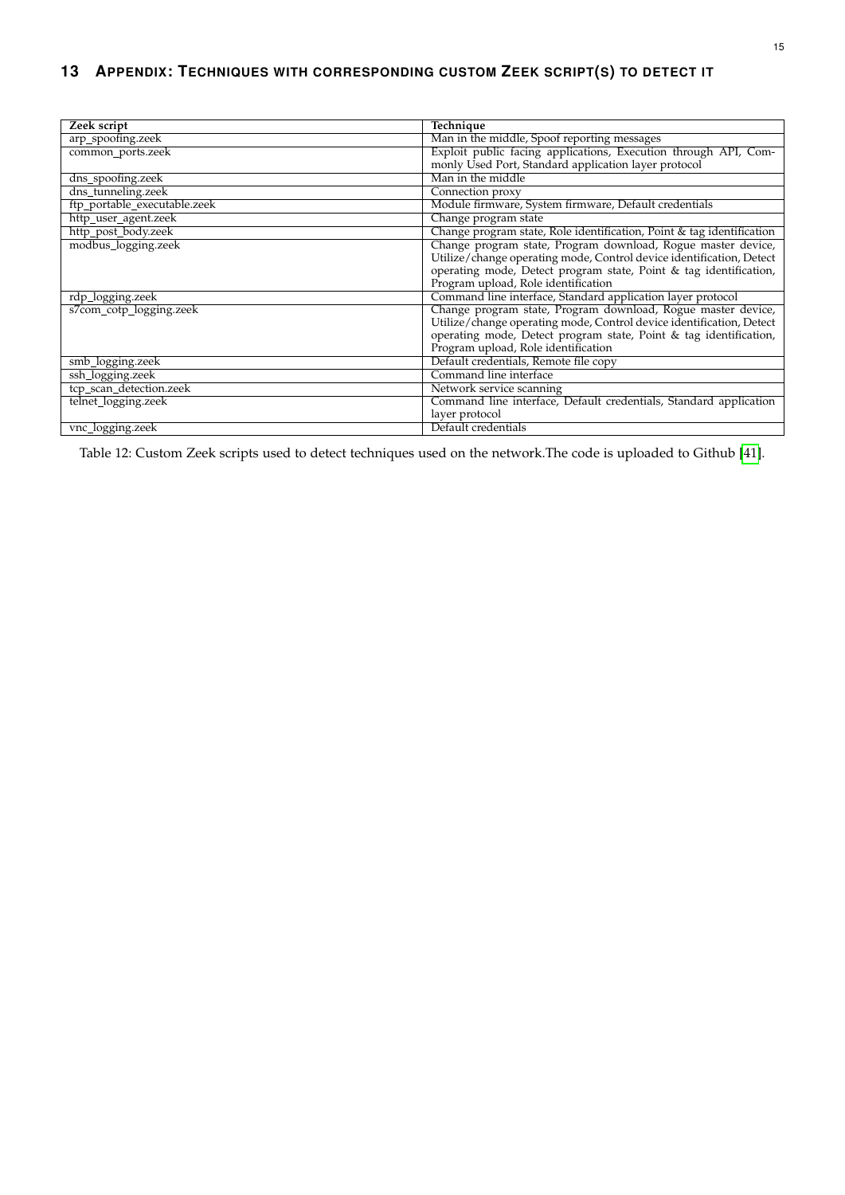## 13 APPENDIX: TECHNIQUES WITH CORRESPONDING CUSTOM ZEEK SCRIPT(S) TO DETECT IT

| Zeek script | Technique |
|---|---|
| arp_spoofing.zeek | Man in the middle, Spoof reporting messages |
| common_ports.zeek | Exploit public facing applications, Execution through API, Commonly Used Port, Standard application layer protocol |
| dns_spoofing.zeek | Man in the middle |
| dns_tunneling.zeek | Connection proxy |
| ftp_portable_executable.zeek | Module firmware, System firmware, Default credentials |
| http_user_agent.zeek | Change program state |
| http_post_body.zeek | Change program state, Role identification, Point & tag identification |
| modbus_logging.zeek | Change program state, Program download, Rogue master device, Utilize/change operating mode, Control device identification, Detect operating mode, Detect program state, Point & tag identification, Program upload, Role identification |
| rdp_logging.zeek | Command line interface, Standard application layer protocol |
| s7com_cotp_logging.zeek | Change program state, Program download, Rogue master device, Utilize/change operating mode, Control device identification, Detect operating mode, Detect program state, Point & tag identification, Program upload, Role identification |
| smb_logging.zeek | Default credentials, Remote file copy |
| ssh_logging.zeek | Command line interface |
| tcp_scan_detection.zeek | Network service scanning |
| telnet_logging.zeek | Command line interface, Default credentials, Standard application layer protocol |
| vnc_logging.zeek | Default credentials |

Table 12: Custom Zeek scripts used to detect techniques used on the network.The code is uploaded to Github [41].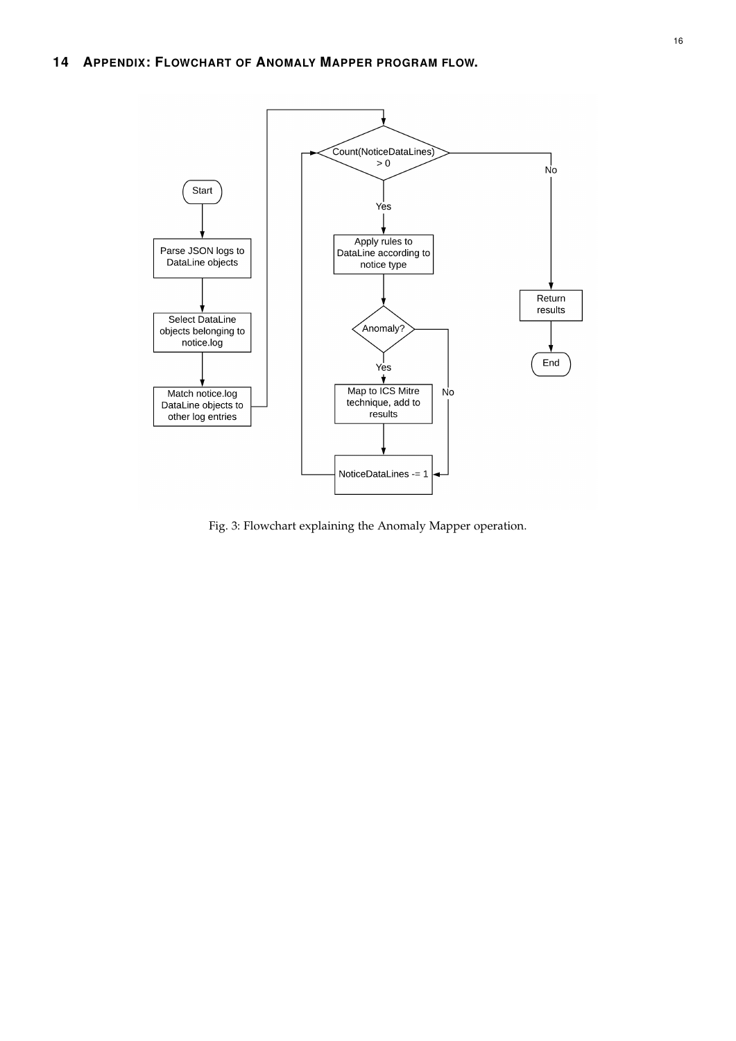## 14 Appendix: Flowchart of Anomaly Mapper program flow.

Fig. 3: Flowchart explaining the Anomaly Mapper operation.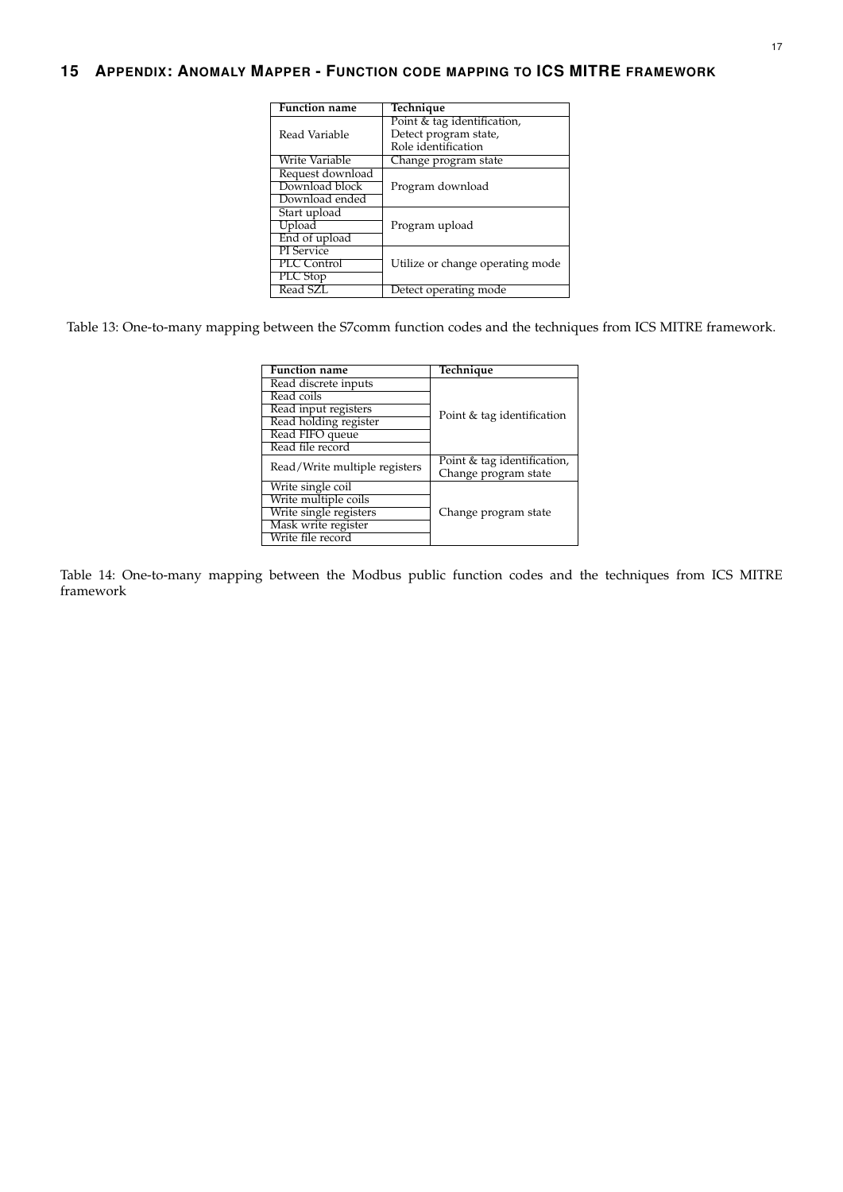## 15 Appendix: Anomaly Mapper - Function code mapping to ICS MITRE framework

| Function name | Technique |
|---|---|
| Read Variable | Point & tag identification, Detect program state, Role identification |
| Write Variable | Change program state |
| Request download | Program download |
| Download block | |
| Download ended | |
| Start upload | Program upload |
| Upload | |
| End of upload | |
| PI Service | Utilize or change operating mode |
| PLC Control | |
| PLC Stop | |
| Read SZL | Detect operating mode |

Table 13: One-to-many mapping between the S7comm function codes and the techniques from ICS MITRE framework.

| Function name | Technique |
|---|---|
| Read discrete inputs | Point & tag identification |
| Read coils | |
| Read input registers | |
| Read holding register | |
| Read FIFO queue | |
| Read file record | |
| Read/Write multiple registers | Point & tag identification, Change program state |
| Write single coil | Change program state |
| Write multiple coils | |
| Write single registers | |
| Mask write register | |
| Write file record | |

Table 14: One-to-many mapping between the Modbus public function codes and the techniques from ICS MITRE framework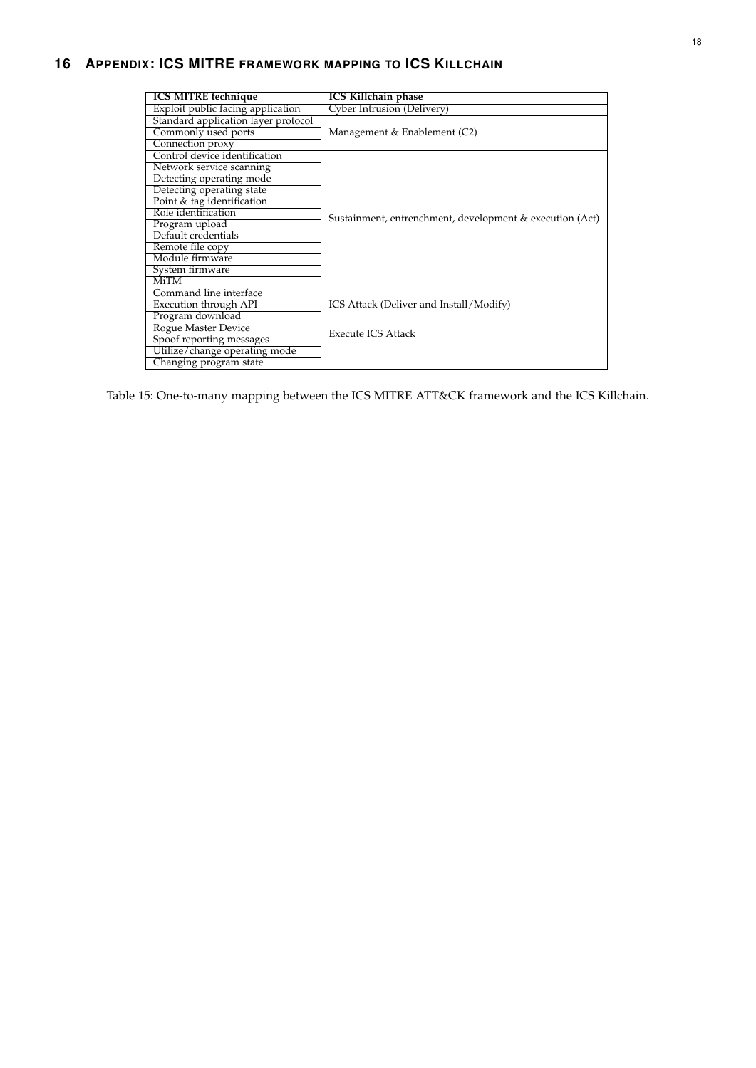## 16 APPENDIX: ICS MITRE FRAMEWORK MAPPING TO ICS KILLCHAIN

| ICS MITRE technique | ICS Killchain phase |
|---|---|
| Exploit public facing application | Cyber Intrusion (Delivery) |
| Standard application layer protocol | Management & Enablement (C2) |
| Commonly used ports | |
| Connection proxy | |
| Control device identification | Sustainment, entrenchment, development & execution (Act) |
| Network service scanning | |
| Detecting operating mode | |
| Detecting operating state | |
| Point & tag identification | |
| Role identification | |
| Program upload | |
| Default credentials | |
| Remote file copy | |
| Module firmware | |
| System firmware | |
| MiTM | |
| Command line interface | ICS Attack (Deliver and Install/Modify) |
| Execution through API | |
| Program download | |
| Rogue Master Device | Execute ICS Attack |
| Spoof reporting messages | |
| Utilize/change operating mode | |
| Changing program state | |

Table 15: One-to-many mapping between the ICS MITRE ATT&CK framework and the ICS Killchain.